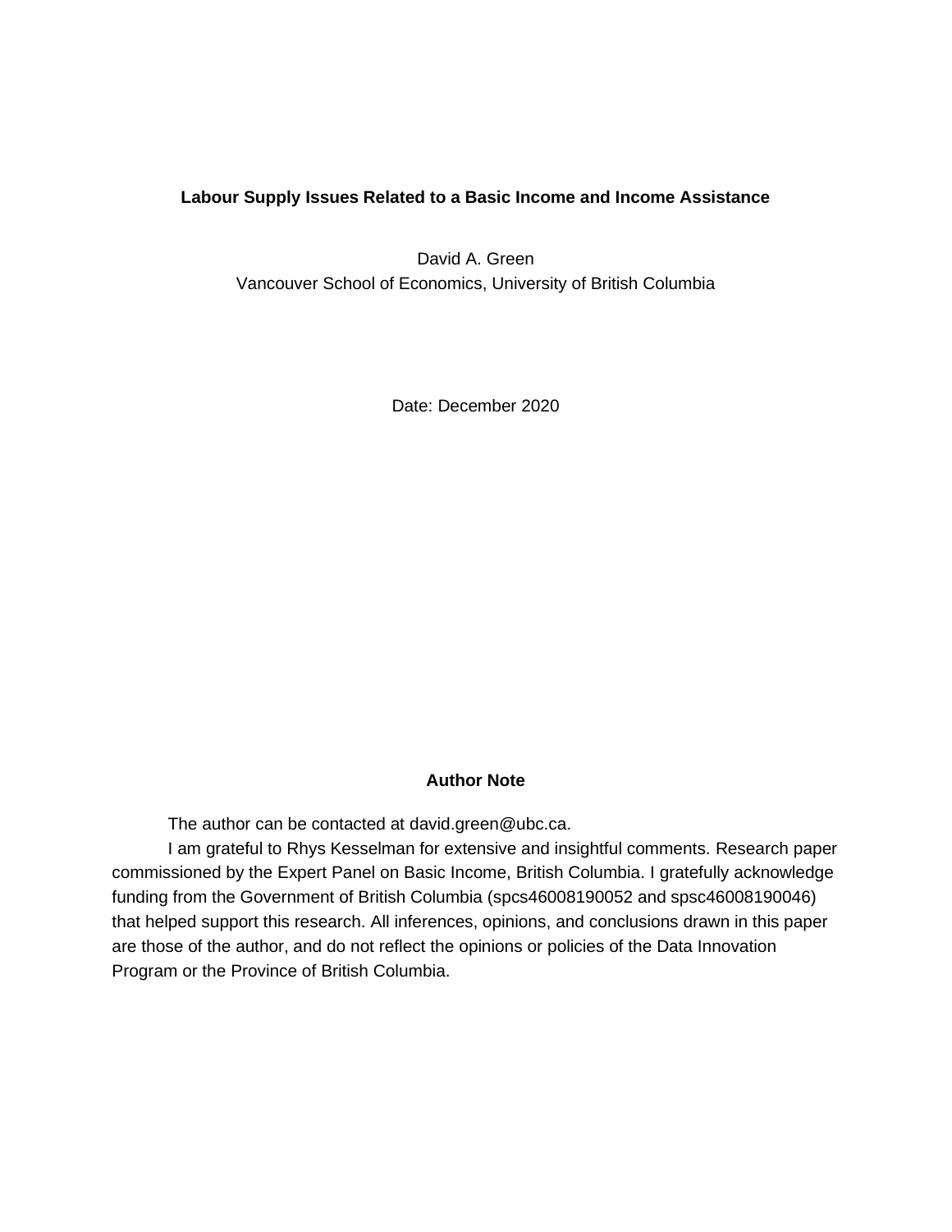# Labour Supply Issues Related to a Basic Income and Income Assistance

David A. Green
Vancouver School of Economics, University of British Columbia

Date: December 2020

## Author Note

The author can be contacted at david.green@ubc.ca.

I am grateful to Rhys Kesselman for extensive and insightful comments. Research paper commissioned by the Expert Panel on Basic Income, British Columbia. I gratefully acknowledge funding from the Government of British Columbia (spcs46008190052 and spsc46008190046) that helped support this research. All inferences, opinions, and conclusions drawn in this paper are those of the author, and do not reflect the opinions or policies of the Data Innovation Program or the Province of British Columbia.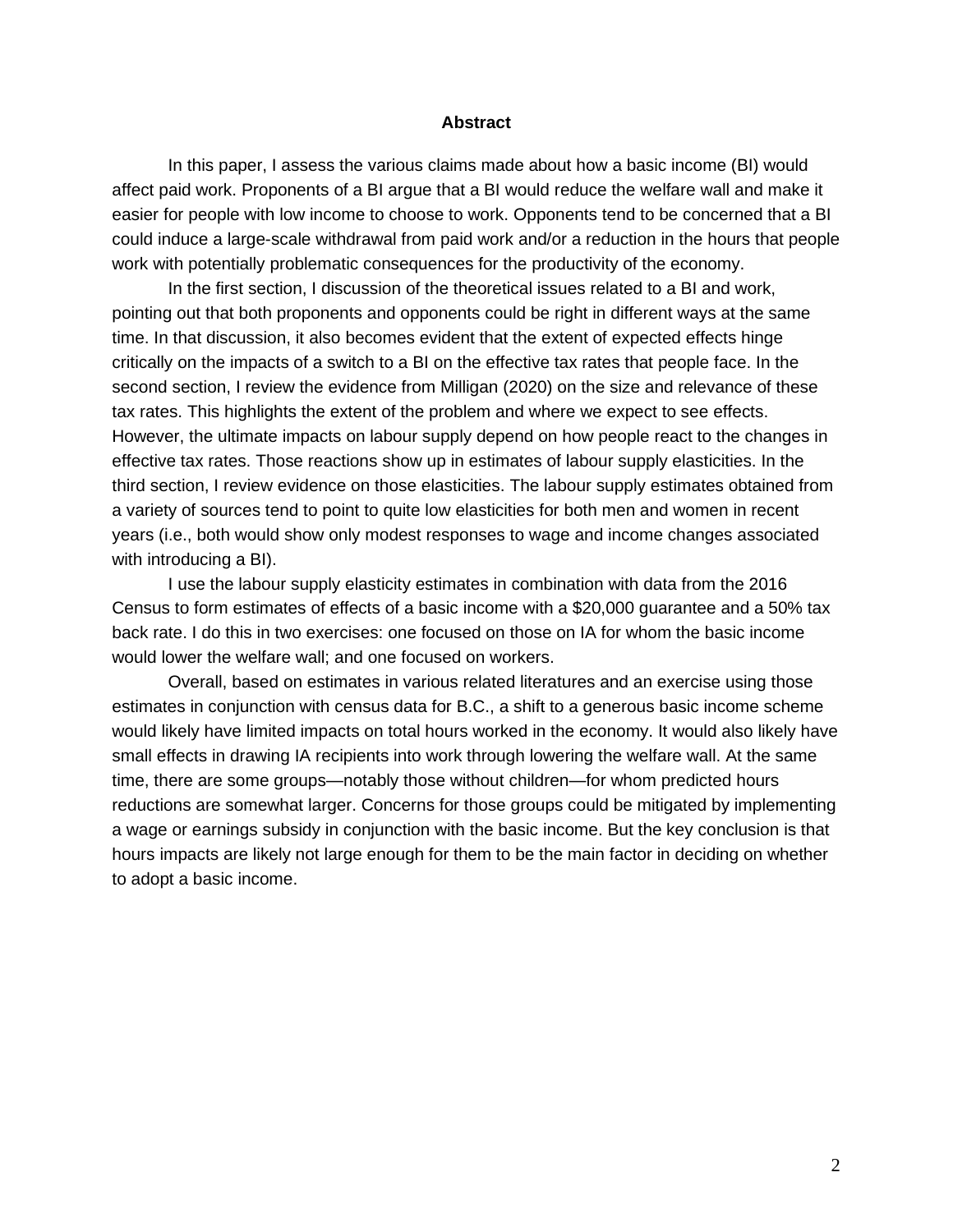## Abstract

In this paper, I assess the various claims made about how a basic income (BI) would affect paid work. Proponents of a BI argue that a BI would reduce the welfare wall and make it easier for people with low income to choose to work. Opponents tend to be concerned that a BI could induce a large-scale withdrawal from paid work and/or a reduction in the hours that people work with potentially problematic consequences for the productivity of the economy.

In the first section, I discussion of the theoretical issues related to a BI and work, pointing out that both proponents and opponents could be right in different ways at the same time. In that discussion, it also becomes evident that the extent of expected effects hinge critically on the impacts of a switch to a BI on the effective tax rates that people face. In the second section, I review the evidence from Milligan (2020) on the size and relevance of these tax rates. This highlights the extent of the problem and where we expect to see effects. However, the ultimate impacts on labour supply depend on how people react to the changes in effective tax rates. Those reactions show up in estimates of labour supply elasticities. In the third section, I review evidence on those elasticities. The labour supply estimates obtained from a variety of sources tend to point to quite low elasticities for both men and women in recent years (i.e., both would show only modest responses to wage and income changes associated with introducing a BI).

I use the labour supply elasticity estimates in combination with data from the 2016 Census to form estimates of effects of a basic income with a $20,000 guarantee and a 50% tax back rate. I do this in two exercises: one focused on those on IA for whom the basic income would lower the welfare wall; and one focused on workers.

Overall, based on estimates in various related literatures and an exercise using those estimates in conjunction with census data for B.C., a shift to a generous basic income scheme would likely have limited impacts on total hours worked in the economy. It would also likely have small effects in drawing IA recipients into work through lowering the welfare wall. At the same time, there are some groups—notably those without children—for whom predicted hours reductions are somewhat larger. Concerns for those groups could be mitigated by implementing a wage or earnings subsidy in conjunction with the basic income. But the key conclusion is that hours impacts are likely not large enough for them to be the main factor in deciding on whether to adopt a basic income.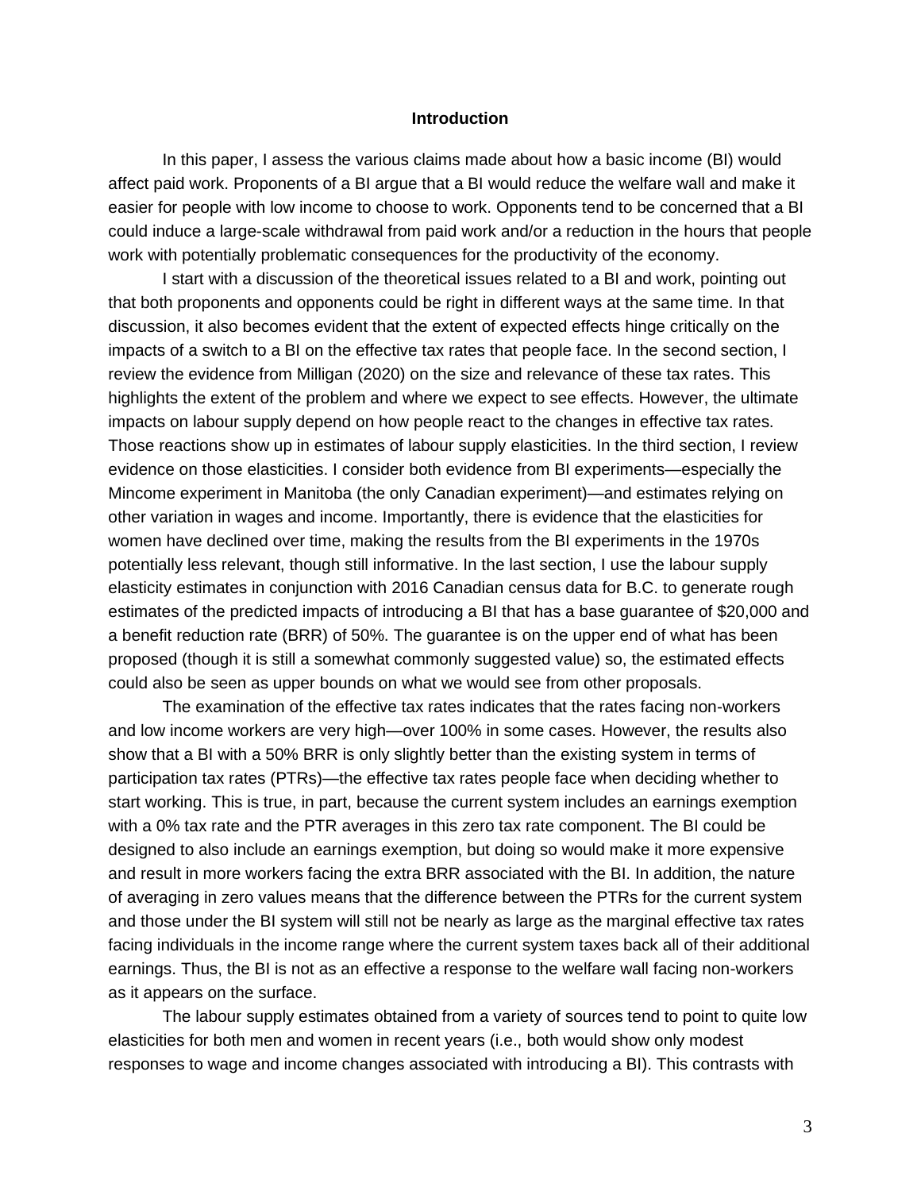## Introduction

In this paper, I assess the various claims made about how a basic income (BI) would affect paid work. Proponents of a BI argue that a BI would reduce the welfare wall and make it easier for people with low income to choose to work. Opponents tend to be concerned that a BI could induce a large-scale withdrawal from paid work and/or a reduction in the hours that people work with potentially problematic consequences for the productivity of the economy.

I start with a discussion of the theoretical issues related to a BI and work, pointing out that both proponents and opponents could be right in different ways at the same time. In that discussion, it also becomes evident that the extent of expected effects hinge critically on the impacts of a switch to a BI on the effective tax rates that people face. In the second section, I review the evidence from Milligan (2020) on the size and relevance of these tax rates. This highlights the extent of the problem and where we expect to see effects. However, the ultimate impacts on labour supply depend on how people react to the changes in effective tax rates. Those reactions show up in estimates of labour supply elasticities. In the third section, I review evidence on those elasticities. I consider both evidence from BI experiments—especially the Mincome experiment in Manitoba (the only Canadian experiment)—and estimates relying on other variation in wages and income. Importantly, there is evidence that the elasticities for women have declined over time, making the results from the BI experiments in the 1970s potentially less relevant, though still informative. In the last section, I use the labour supply elasticity estimates in conjunction with 2016 Canadian census data for B.C. to generate rough estimates of the predicted impacts of introducing a BI that has a base guarantee of $20,000 and a benefit reduction rate (BRR) of 50%. The guarantee is on the upper end of what has been proposed (though it is still a somewhat commonly suggested value) so, the estimated effects could also be seen as upper bounds on what we would see from other proposals.

The examination of the effective tax rates indicates that the rates facing non-workers and low income workers are very high—over 100% in some cases. However, the results also show that a BI with a 50% BRR is only slightly better than the existing system in terms of participation tax rates (PTRs)—the effective tax rates people face when deciding whether to start working. This is true, in part, because the current system includes an earnings exemption with a 0% tax rate and the PTR averages in this zero tax rate component. The BI could be designed to also include an earnings exemption, but doing so would make it more expensive and result in more workers facing the extra BRR associated with the BI. In addition, the nature of averaging in zero values means that the difference between the PTRs for the current system and those under the BI system will still not be nearly as large as the marginal effective tax rates facing individuals in the income range where the current system taxes back all of their additional earnings. Thus, the BI is not as an effective a response to the welfare wall facing non-workers as it appears on the surface.

The labour supply estimates obtained from a variety of sources tend to point to quite low elasticities for both men and women in recent years (i.e., both would show only modest responses to wage and income changes associated with introducing a BI). This contrasts with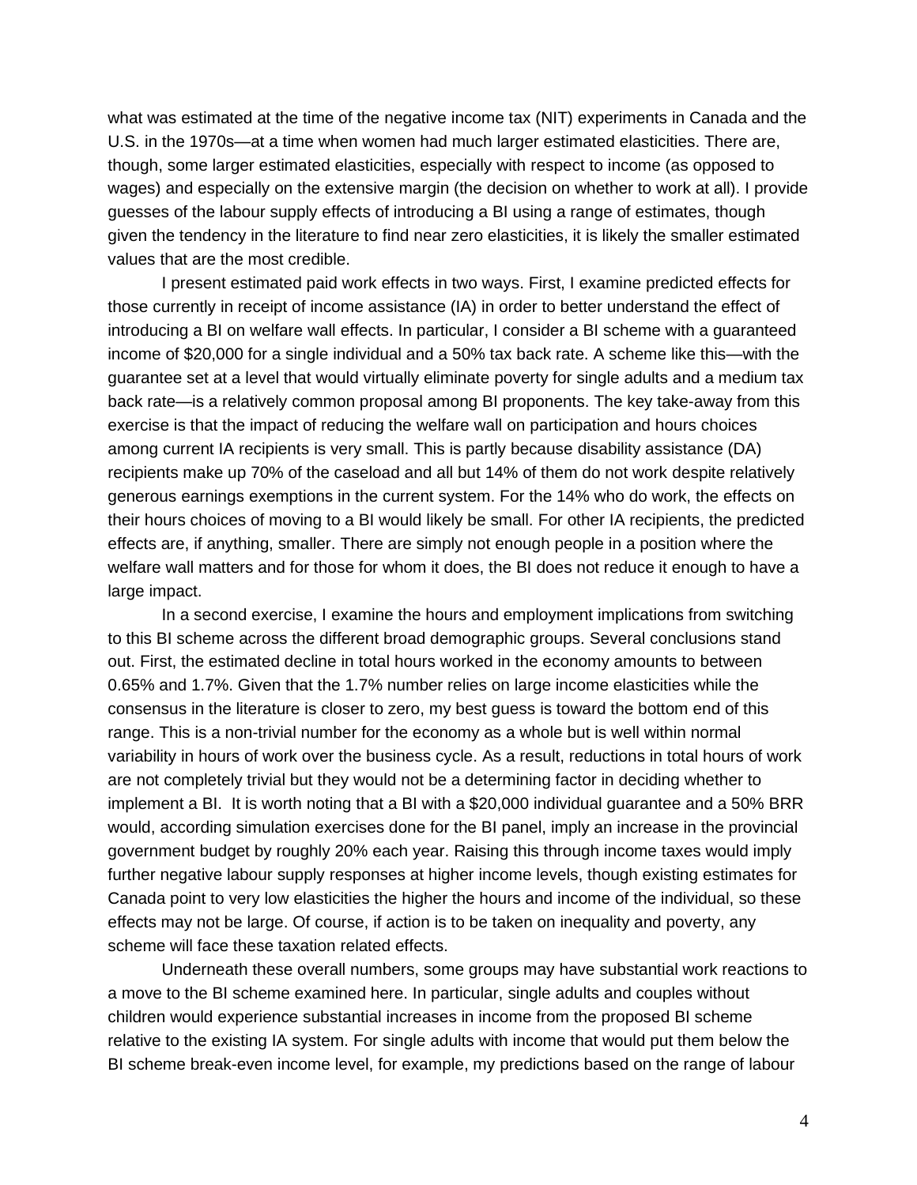what was estimated at the time of the negative income tax (NIT) experiments in Canada and the U.S. in the 1970s—at a time when women had much larger estimated elasticities. There are, though, some larger estimated elasticities, especially with respect to income (as opposed to wages) and especially on the extensive margin (the decision on whether to work at all). I provide guesses of the labour supply effects of introducing a BI using a range of estimates, though given the tendency in the literature to find near zero elasticities, it is likely the smaller estimated values that are the most credible.

I present estimated paid work effects in two ways. First, I examine predicted effects for those currently in receipt of income assistance (IA) in order to better understand the effect of introducing a BI on welfare wall effects. In particular, I consider a BI scheme with a guaranteed income of $20,000 for a single individual and a 50% tax back rate. A scheme like this—with the guarantee set at a level that would virtually eliminate poverty for single adults and a medium tax back rate—is a relatively common proposal among BI proponents. The key take-away from this exercise is that the impact of reducing the welfare wall on participation and hours choices among current IA recipients is very small. This is partly because disability assistance (DA) recipients make up 70% of the caseload and all but 14% of them do not work despite relatively generous earnings exemptions in the current system. For the 14% who do work, the effects on their hours choices of moving to a BI would likely be small. For other IA recipients, the predicted effects are, if anything, smaller. There are simply not enough people in a position where the welfare wall matters and for those for whom it does, the BI does not reduce it enough to have a large impact.

In a second exercise, I examine the hours and employment implications from switching to this BI scheme across the different broad demographic groups. Several conclusions stand out. First, the estimated decline in total hours worked in the economy amounts to between 0.65% and 1.7%. Given that the 1.7% number relies on large income elasticities while the consensus in the literature is closer to zero, my best guess is toward the bottom end of this range. This is a non-trivial number for the economy as a whole but is well within normal variability in hours of work over the business cycle. As a result, reductions in total hours of work are not completely trivial but they would not be a determining factor in deciding whether to implement a BI. It is worth noting that a BI with a $20,000 individual guarantee and a 50% BRR would, according simulation exercises done for the BI panel, imply an increase in the provincial government budget by roughly 20% each year. Raising this through income taxes would imply further negative labour supply responses at higher income levels, though existing estimates for Canada point to very low elasticities the higher the hours and income of the individual, so these effects may not be large. Of course, if action is to be taken on inequality and poverty, any scheme will face these taxation related effects.

Underneath these overall numbers, some groups may have substantial work reactions to a move to the BI scheme examined here. In particular, single adults and couples without children would experience substantial increases in income from the proposed BI scheme relative to the existing IA system. For single adults with income that would put them below the BI scheme break-even income level, for example, my predictions based on the range of labour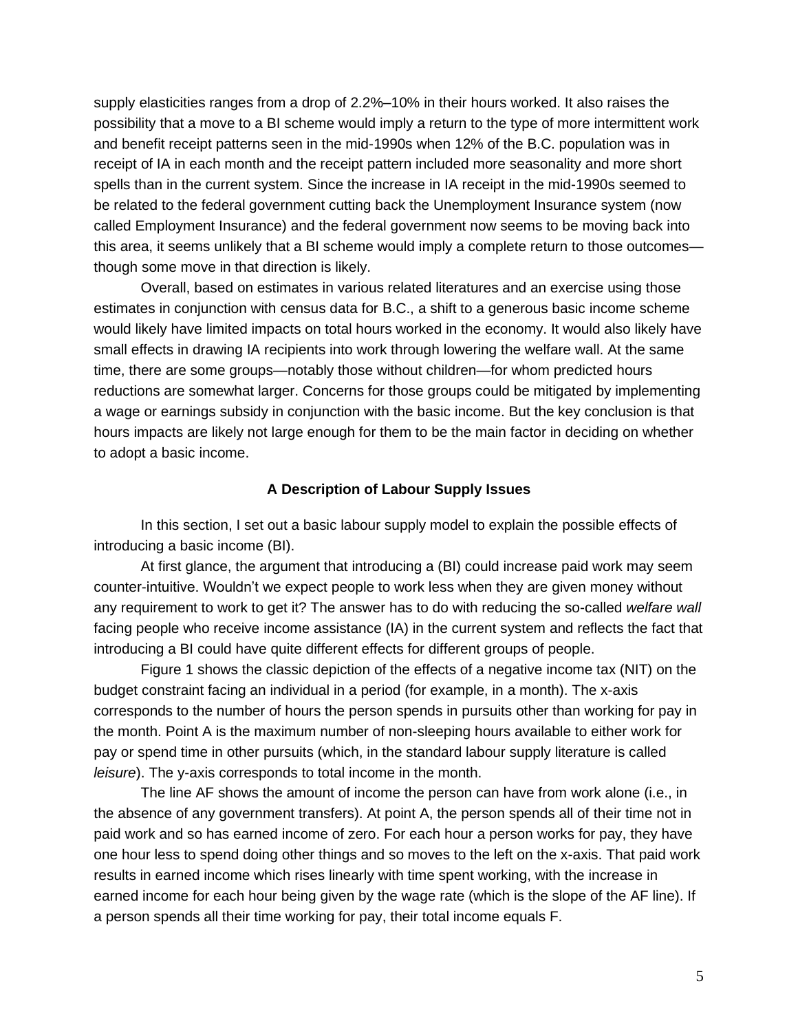supply elasticities ranges from a drop of 2.2%–10% in their hours worked. It also raises the possibility that a move to a BI scheme would imply a return to the type of more intermittent work and benefit receipt patterns seen in the mid-1990s when 12% of the B.C. population was in receipt of IA in each month and the receipt pattern included more seasonality and more short spells than in the current system. Since the increase in IA receipt in the mid-1990s seemed to be related to the federal government cutting back the Unemployment Insurance system (now called Employment Insurance) and the federal government now seems to be moving back into this area, it seems unlikely that a BI scheme would imply a complete return to those outcomes—though some move in that direction is likely.

Overall, based on estimates in various related literatures and an exercise using those estimates in conjunction with census data for B.C., a shift to a generous basic income scheme would likely have limited impacts on total hours worked in the economy. It would also likely have small effects in drawing IA recipients into work through lowering the welfare wall. At the same time, there are some groups—notably those without children—for whom predicted hours reductions are somewhat larger. Concerns for those groups could be mitigated by implementing a wage or earnings subsidy in conjunction with the basic income. But the key conclusion is that hours impacts are likely not large enough for them to be the main factor in deciding on whether to adopt a basic income.

## A Description of Labour Supply Issues

In this section, I set out a basic labour supply model to explain the possible effects of introducing a basic income (BI).

At first glance, the argument that introducing a (BI) could increase paid work may seem counter-intuitive. Wouldn't we expect people to work less when they are given money without any requirement to work to get it? The answer has to do with reducing the so-called *welfare wall* facing people who receive income assistance (IA) in the current system and reflects the fact that introducing a BI could have quite different effects for different groups of people.

Figure 1 shows the classic depiction of the effects of a negative income tax (NIT) on the budget constraint facing an individual in a period (for example, in a month). The x-axis corresponds to the number of hours the person spends in pursuits other than working for pay in the month. Point A is the maximum number of non-sleeping hours available to either work for pay or spend time in other pursuits (which, in the standard labour supply literature is called *leisure*). The y-axis corresponds to total income in the month.

The line AF shows the amount of income the person can have from work alone (i.e., in the absence of any government transfers). At point A, the person spends all of their time not in paid work and so has earned income of zero. For each hour a person works for pay, they have one hour less to spend doing other things and so moves to the left on the x-axis. That paid work results in earned income which rises linearly with time spent working, with the increase in earned income for each hour being given by the wage rate (which is the slope of the AF line). If a person spends all their time working for pay, their total income equals F.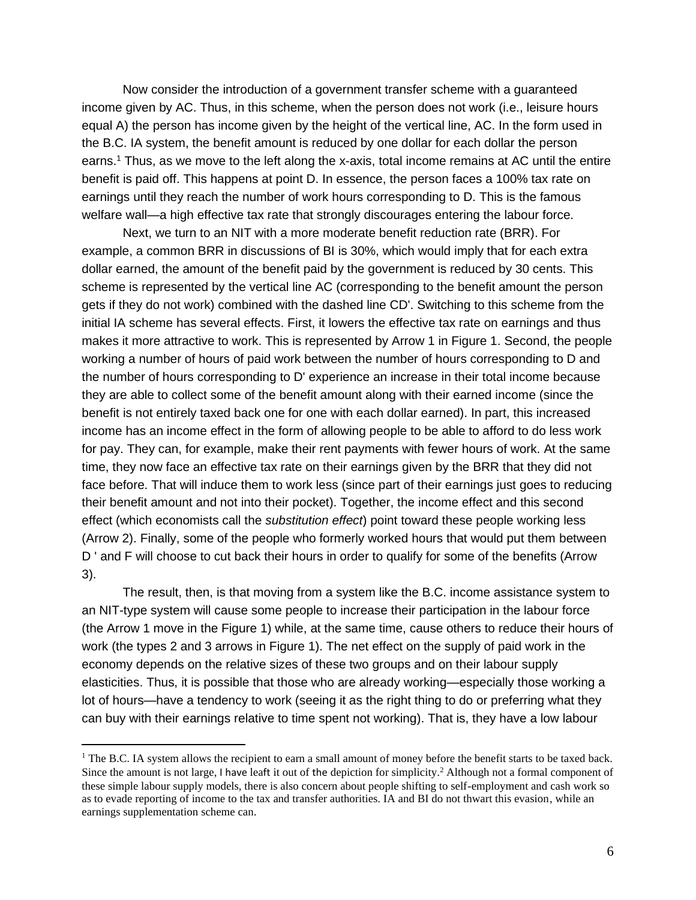Now consider the introduction of a government transfer scheme with a guaranteed income given by AC. Thus, in this scheme, when the person does not work (i.e., leisure hours equal A) the person has income given by the height of the vertical line, AC. In the form used in the B.C. IA system, the benefit amount is reduced by one dollar for each dollar the person earns.[1] Thus, as we move to the left along the x-axis, total income remains at AC until the entire benefit is paid off. This happens at point D. In essence, the person faces a 100% tax rate on earnings until they reach the number of work hours corresponding to D. This is the famous welfare wall—a high effective tax rate that strongly discourages entering the labour force.

Next, we turn to an NIT with a more moderate benefit reduction rate (BRR). For example, a common BRR in discussions of BI is 30%, which would imply that for each extra dollar earned, the amount of the benefit paid by the government is reduced by 30 cents. This scheme is represented by the vertical line AC (corresponding to the benefit amount the person gets if they do not work) combined with the dashed line CD'. Switching to this scheme from the initial IA scheme has several effects. First, it lowers the effective tax rate on earnings and thus makes it more attractive to work. This is represented by Arrow 1 in Figure 1. Second, the people working a number of hours of paid work between the number of hours corresponding to D and the number of hours corresponding to D' experience an increase in their total income because they are able to collect some of the benefit amount along with their earned income (since the benefit is not entirely taxed back one for one with each dollar earned). In part, this increased income has an income effect in the form of allowing people to be able to afford to do less work for pay. They can, for example, make their rent payments with fewer hours of work. At the same time, they now face an effective tax rate on their earnings given by the BRR that they did not face before. That will induce them to work less (since part of their earnings just goes to reducing their benefit amount and not into their pocket). Together, the income effect and this second effect (which economists call the *substitution effect*) point toward these people working less (Arrow 2). Finally, some of the people who formerly worked hours that would put them between D ' and F will choose to cut back their hours in order to qualify for some of the benefits (Arrow 3).

The result, then, is that moving from a system like the B.C. income assistance system to an NIT-type system will cause some people to increase their participation in the labour force (the Arrow 1 move in the Figure 1) while, at the same time, cause others to reduce their hours of work (the types 2 and 3 arrows in Figure 1). The net effect on the supply of paid work in the economy depends on the relative sizes of these two groups and on their labour supply elasticities. Thus, it is possible that those who are already working—especially those working a lot of hours—have a tendency to work (seeing it as the right thing to do or preferring what they can buy with their earnings relative to time spent not working). That is, they have a low labour

---

[1] The B.C. IA system allows the recipient to earn a small amount of money before the benefit starts to be taxed back. Since the amount is not large, I have leaft it out of the depiction for simplicity.[2] Although not a formal component of these simple labour supply models, there is also concern about people shifting to self-employment and cash work so as to evade reporting of income to the tax and transfer authorities. IA and BI do not thwart this evasion, while an earnings supplementation scheme can.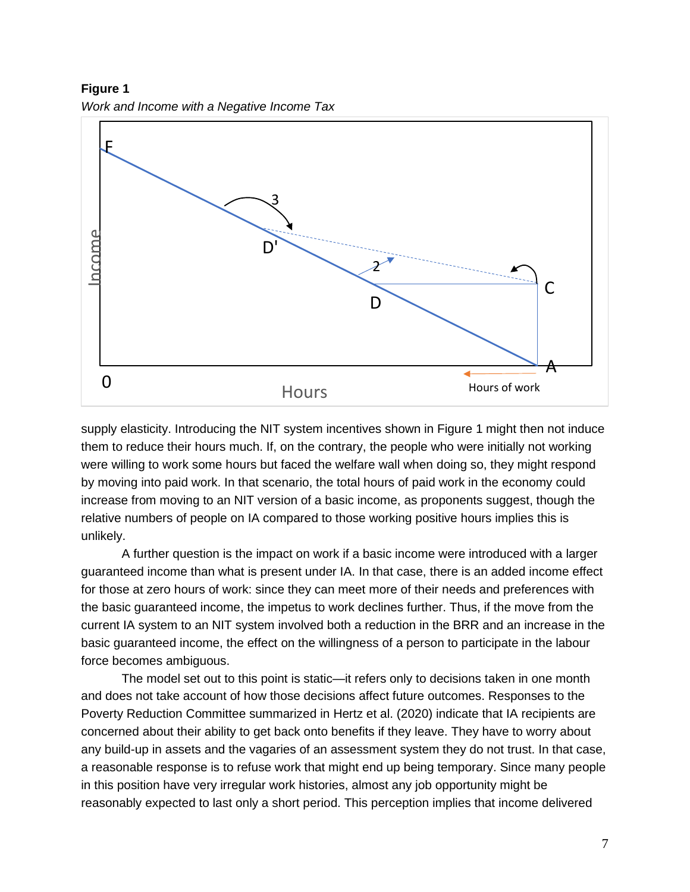**Figure 1**

*Work and Income with a Negative Income Tax*

supply elasticity. Introducing the NIT system incentives shown in Figure 1 might then not induce them to reduce their hours much. If, on the contrary, the people who were initially not working were willing to work some hours but faced the welfare wall when doing so, they might respond by moving into paid work. In that scenario, the total hours of paid work in the economy could increase from moving to an NIT version of a basic income, as proponents suggest, though the relative numbers of people on IA compared to those working positive hours implies this is unlikely.

A further question is the impact on work if a basic income were introduced with a larger guaranteed income than what is present under IA. In that case, there is an added income effect for those at zero hours of work: since they can meet more of their needs and preferences with the basic guaranteed income, the impetus to work declines further. Thus, if the move from the current IA system to an NIT system involved both a reduction in the BRR and an increase in the basic guaranteed income, the effect on the willingness of a person to participate in the labour force becomes ambiguous.

The model set out to this point is static—it refers only to decisions taken in one month and does not take account of how those decisions affect future outcomes. Responses to the Poverty Reduction Committee summarized in Hertz et al. (2020) indicate that IA recipients are concerned about their ability to get back onto benefits if they leave. They have to worry about any build-up in assets and the vagaries of an assessment system they do not trust. In that case, a reasonable response is to refuse work that might end up being temporary. Since many people in this position have very irregular work histories, almost any job opportunity might be reasonably expected to last only a short period. This perception implies that income delivered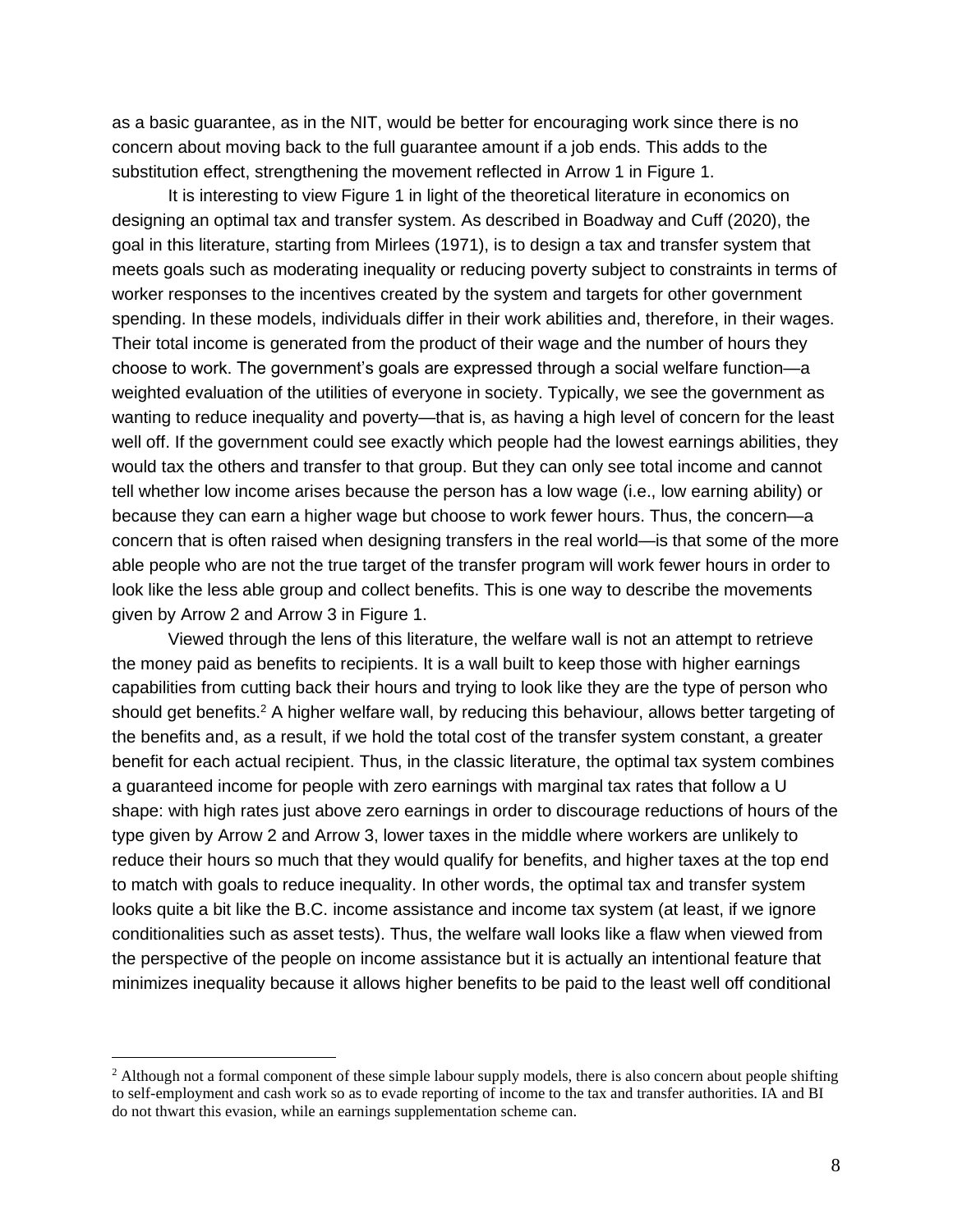as a basic guarantee, as in the NIT, would be better for encouraging work since there is no concern about moving back to the full guarantee amount if a job ends. This adds to the substitution effect, strengthening the movement reflected in Arrow 1 in Figure 1.

It is interesting to view Figure 1 in light of the theoretical literature in economics on designing an optimal tax and transfer system. As described in Boadway and Cuff (2020), the goal in this literature, starting from Mirlees (1971), is to design a tax and transfer system that meets goals such as moderating inequality or reducing poverty subject to constraints in terms of worker responses to the incentives created by the system and targets for other government spending. In these models, individuals differ in their work abilities and, therefore, in their wages. Their total income is generated from the product of their wage and the number of hours they choose to work. The government's goals are expressed through a social welfare function—a weighted evaluation of the utilities of everyone in society. Typically, we see the government as wanting to reduce inequality and poverty—that is, as having a high level of concern for the least well off. If the government could see exactly which people had the lowest earnings abilities, they would tax the others and transfer to that group. But they can only see total income and cannot tell whether low income arises because the person has a low wage (i.e., low earning ability) or because they can earn a higher wage but choose to work fewer hours. Thus, the concern—a concern that is often raised when designing transfers in the real world—is that some of the more able people who are not the true target of the transfer program will work fewer hours in order to look like the less able group and collect benefits. This is one way to describe the movements given by Arrow 2 and Arrow 3 in Figure 1.

Viewed through the lens of this literature, the welfare wall is not an attempt to retrieve the money paid as benefits to recipients. It is a wall built to keep those with higher earnings capabilities from cutting back their hours and trying to look like they are the type of person who should get benefits.[2] A higher welfare wall, by reducing this behaviour, allows better targeting of the benefits and, as a result, if we hold the total cost of the transfer system constant, a greater benefit for each actual recipient. Thus, in the classic literature, the optimal tax system combines a guaranteed income for people with zero earnings with marginal tax rates that follow a U shape: with high rates just above zero earnings in order to discourage reductions of hours of the type given by Arrow 2 and Arrow 3, lower taxes in the middle where workers are unlikely to reduce their hours so much that they would qualify for benefits, and higher taxes at the top end to match with goals to reduce inequality. In other words, the optimal tax and transfer system looks quite a bit like the B.C. income assistance and income tax system (at least, if we ignore conditionalities such as asset tests). Thus, the welfare wall looks like a flaw when viewed from the perspective of the people on income assistance but it is actually an intentional feature that minimizes inequality because it allows higher benefits to be paid to the least well off conditional

[2] Although not a formal component of these simple labour supply models, there is also concern about people shifting to self-employment and cash work so as to evade reporting of income to the tax and transfer authorities. IA and BI do not thwart this evasion, while an earnings supplementation scheme can.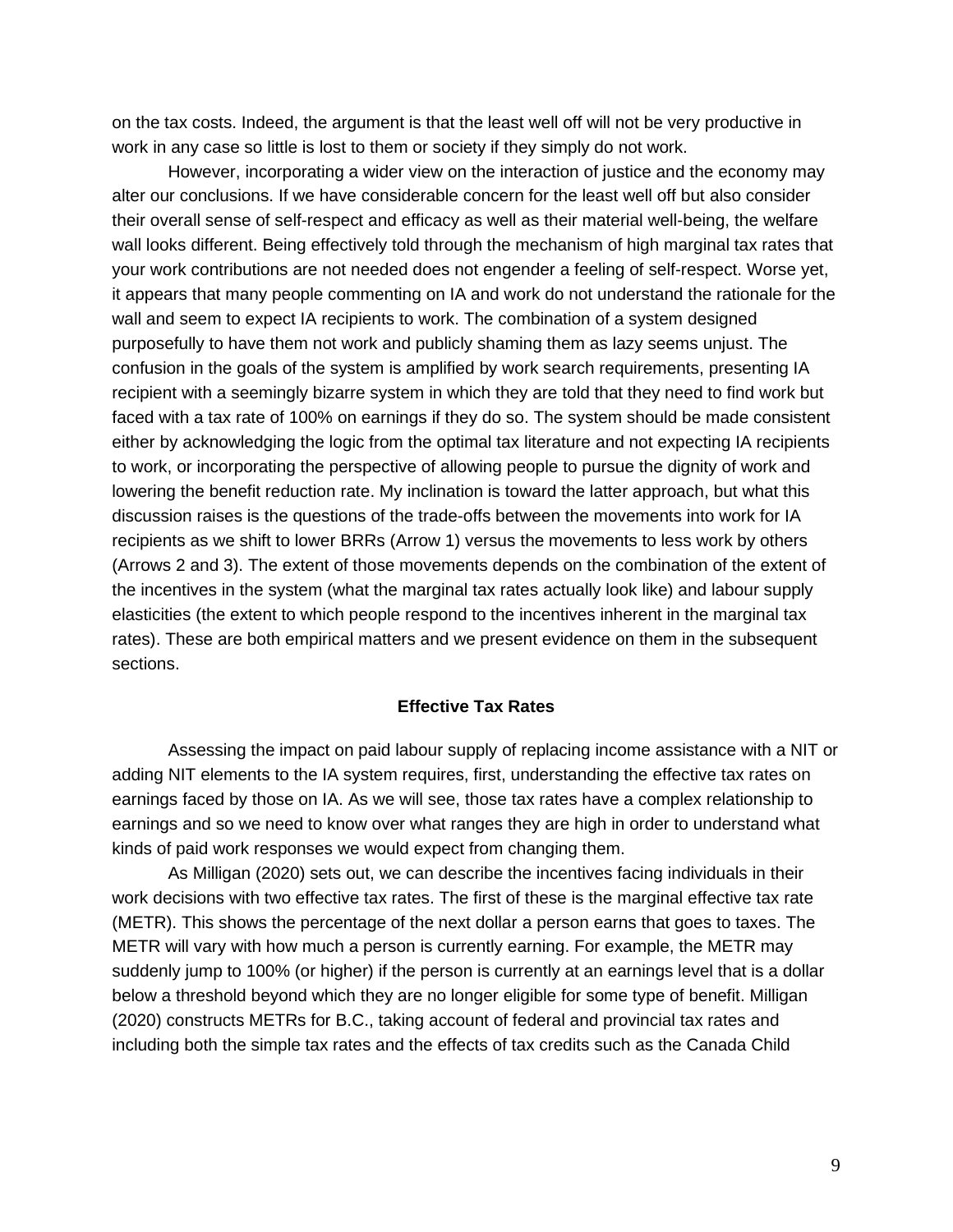on the tax costs. Indeed, the argument is that the least well off will not be very productive in work in any case so little is lost to them or society if they simply do not work.

However, incorporating a wider view on the interaction of justice and the economy may alter our conclusions. If we have considerable concern for the least well off but also consider their overall sense of self-respect and efficacy as well as their material well-being, the welfare wall looks different. Being effectively told through the mechanism of high marginal tax rates that your work contributions are not needed does not engender a feeling of self-respect. Worse yet, it appears that many people commenting on IA and work do not understand the rationale for the wall and seem to expect IA recipients to work. The combination of a system designed purposefully to have them not work and publicly shaming them as lazy seems unjust. The confusion in the goals of the system is amplified by work search requirements, presenting IA recipient with a seemingly bizarre system in which they are told that they need to find work but faced with a tax rate of 100% on earnings if they do so. The system should be made consistent either by acknowledging the logic from the optimal tax literature and not expecting IA recipients to work, or incorporating the perspective of allowing people to pursue the dignity of work and lowering the benefit reduction rate. My inclination is toward the latter approach, but what this discussion raises is the questions of the trade-offs between the movements into work for IA recipients as we shift to lower BRRs (Arrow 1) versus the movements to less work by others (Arrows 2 and 3). The extent of those movements depends on the combination of the extent of the incentives in the system (what the marginal tax rates actually look like) and labour supply elasticities (the extent to which people respond to the incentives inherent in the marginal tax rates). These are both empirical matters and we present evidence on them in the subsequent sections.

## Effective Tax Rates

Assessing the impact on paid labour supply of replacing income assistance with a NIT or adding NIT elements to the IA system requires, first, understanding the effective tax rates on earnings faced by those on IA. As we will see, those tax rates have a complex relationship to earnings and so we need to know over what ranges they are high in order to understand what kinds of paid work responses we would expect from changing them.

As Milligan (2020) sets out, we can describe the incentives facing individuals in their work decisions with two effective tax rates. The first of these is the marginal effective tax rate (METR). This shows the percentage of the next dollar a person earns that goes to taxes. The METR will vary with how much a person is currently earning. For example, the METR may suddenly jump to 100% (or higher) if the person is currently at an earnings level that is a dollar below a threshold beyond which they are no longer eligible for some type of benefit. Milligan (2020) constructs METRs for B.C., taking account of federal and provincial tax rates and including both the simple tax rates and the effects of tax credits such as the Canada Child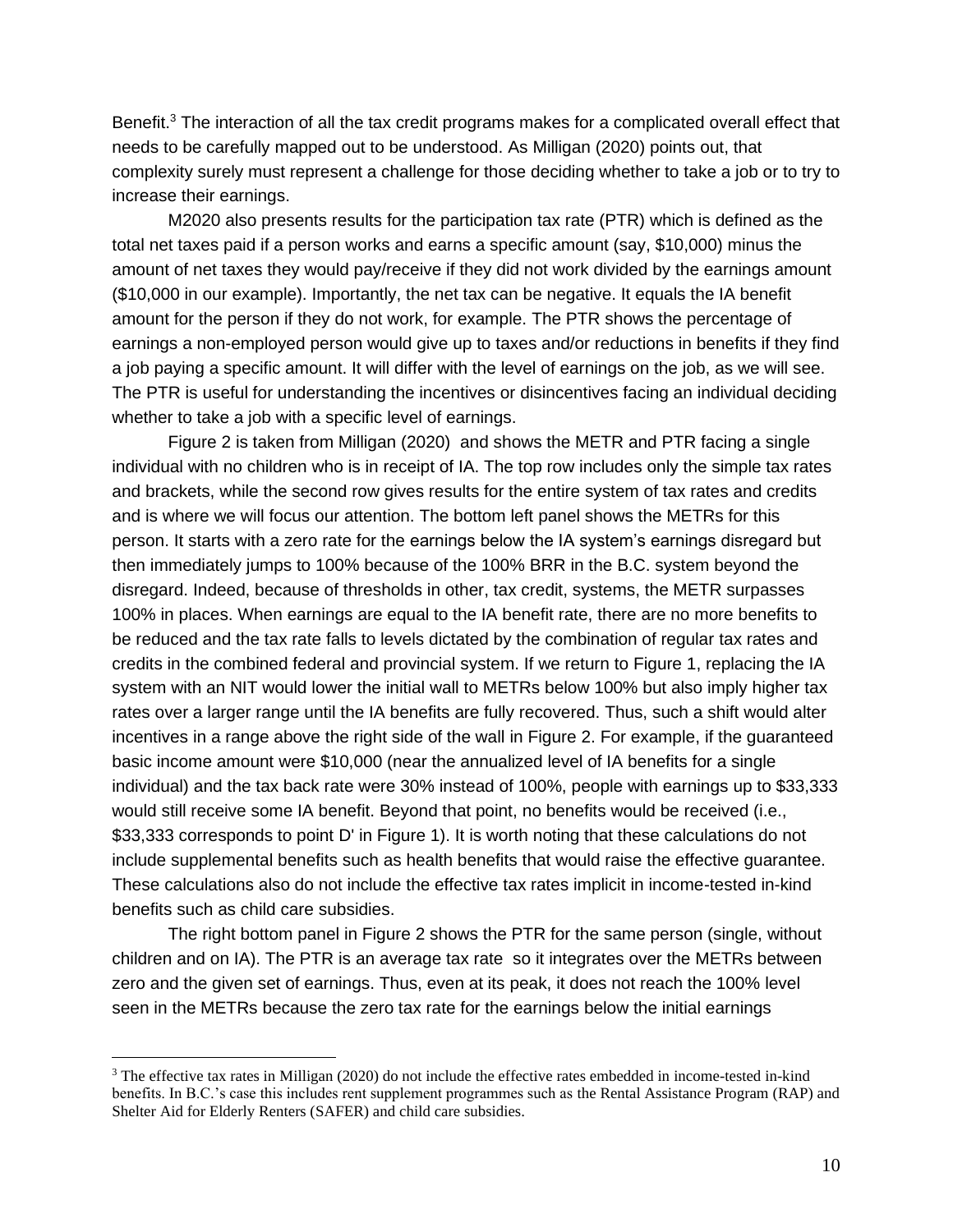Benefit.[3] The interaction of all the tax credit programs makes for a complicated overall effect that needs to be carefully mapped out to be understood. As Milligan (2020) points out, that complexity surely must represent a challenge for those deciding whether to take a job or to try to increase their earnings.

M2020 also presents results for the participation tax rate (PTR) which is defined as the total net taxes paid if a person works and earns a specific amount (say, \$10,000) minus the amount of net taxes they would pay/receive if they did not work divided by the earnings amount (\$10,000 in our example). Importantly, the net tax can be negative. It equals the IA benefit amount for the person if they do not work, for example. The PTR shows the percentage of earnings a non-employed person would give up to taxes and/or reductions in benefits if they find a job paying a specific amount. It will differ with the level of earnings on the job, as we will see. The PTR is useful for understanding the incentives or disincentives facing an individual deciding whether to take a job with a specific level of earnings.

Figure 2 is taken from Milligan (2020) and shows the METR and PTR facing a single individual with no children who is in receipt of IA. The top row includes only the simple tax rates and brackets, while the second row gives results for the entire system of tax rates and credits and is where we will focus our attention. The bottom left panel shows the METRs for this person. It starts with a zero rate for the earnings below the IA system's earnings disregard but then immediately jumps to 100% because of the 100% BRR in the B.C. system beyond the disregard. Indeed, because of thresholds in other, tax credit, systems, the METR surpasses 100% in places. When earnings are equal to the IA benefit rate, there are no more benefits to be reduced and the tax rate falls to levels dictated by the combination of regular tax rates and credits in the combined federal and provincial system. If we return to Figure 1, replacing the IA system with an NIT would lower the initial wall to METRs below 100% but also imply higher tax rates over a larger range until the IA benefits are fully recovered. Thus, such a shift would alter incentives in a range above the right side of the wall in Figure 2. For example, if the guaranteed basic income amount were \$10,000 (near the annualized level of IA benefits for a single individual) and the tax back rate were 30% instead of 100%, people with earnings up to \$33,333 would still receive some IA benefit. Beyond that point, no benefits would be received (i.e., \$33,333 corresponds to point D' in Figure 1). It is worth noting that these calculations do not include supplemental benefits such as health benefits that would raise the effective guarantee. These calculations also do not include the effective tax rates implicit in income-tested in-kind benefits such as child care subsidies.

The right bottom panel in Figure 2 shows the PTR for the same person (single, without children and on IA). The PTR is an average tax rate so it integrates over the METRs between zero and the given set of earnings. Thus, even at its peak, it does not reach the 100% level seen in the METRs because the zero tax rate for the earnings below the initial earnings

[3] The effective tax rates in Milligan (2020) do not include the effective rates embedded in income-tested in-kind benefits. In B.C.'s case this includes rent supplement programmes such as the Rental Assistance Program (RAP) and Shelter Aid for Elderly Renters (SAFER) and child care subsidies.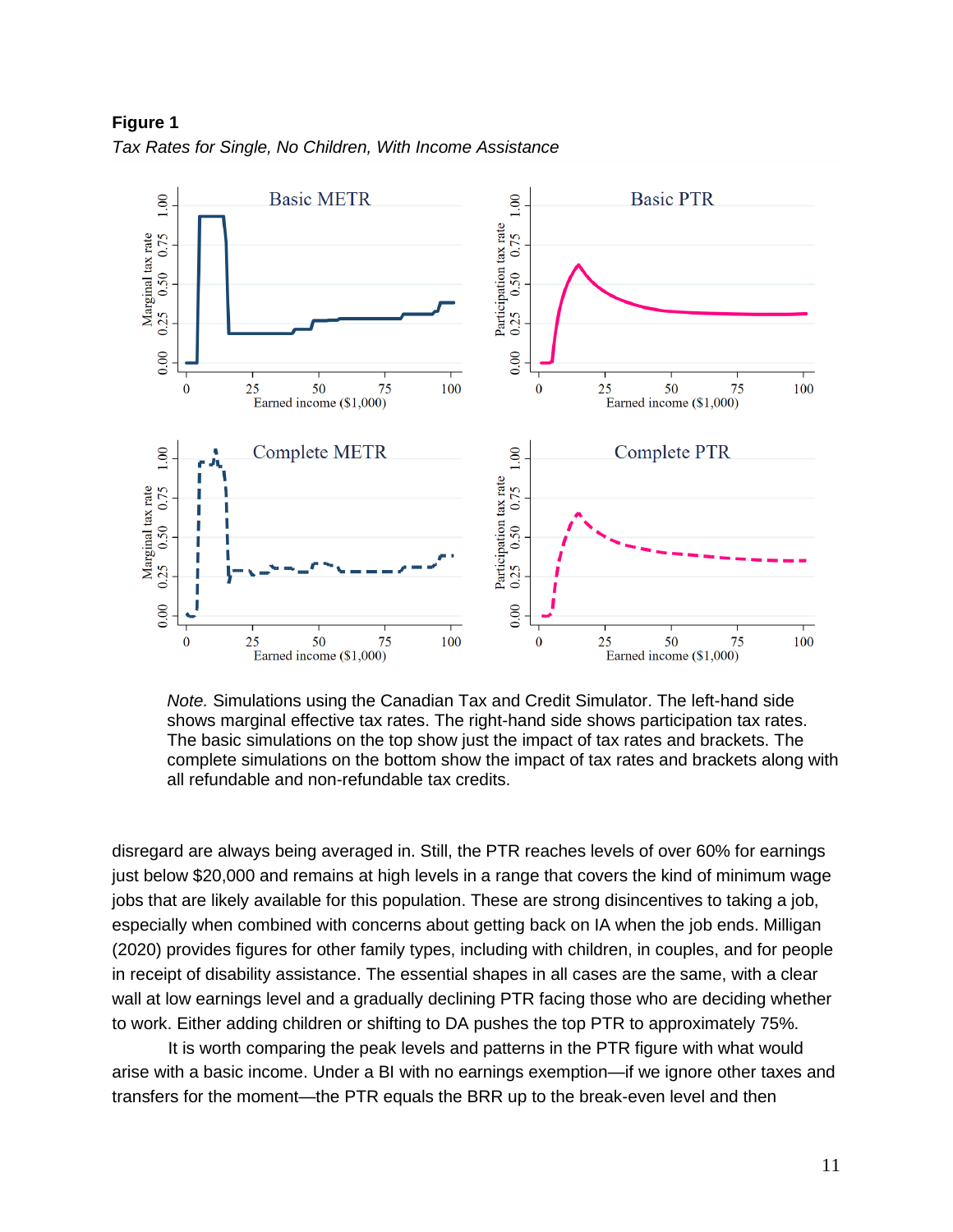**Figure 1**

*Tax Rates for Single, No Children, With Income Assistance*

*Note.* Simulations using the Canadian Tax and Credit Simulator. The left-hand side shows marginal effective tax rates. The right-hand side shows participation tax rates. The basic simulations on the top show just the impact of tax rates and brackets. The complete simulations on the bottom show the impact of tax rates and brackets along with all refundable and non-refundable tax credits.

disregard are always being averaged in. Still, the PTR reaches levels of over 60% for earnings just below $20,000 and remains at high levels in a range that covers the kind of minimum wage jobs that are likely available for this population. These are strong disincentives to taking a job, especially when combined with concerns about getting back on IA when the job ends. Milligan (2020) provides figures for other family types, including with children, in couples, and for people in receipt of disability assistance. The essential shapes in all cases are the same, with a clear wall at low earnings level and a gradually declining PTR facing those who are deciding whether to work. Either adding children or shifting to DA pushes the top PTR to approximately 75%.

It is worth comparing the peak levels and patterns in the PTR figure with what would arise with a basic income. Under a BI with no earnings exemption—if we ignore other taxes and transfers for the moment—the PTR equals the BRR up to the break-even level and then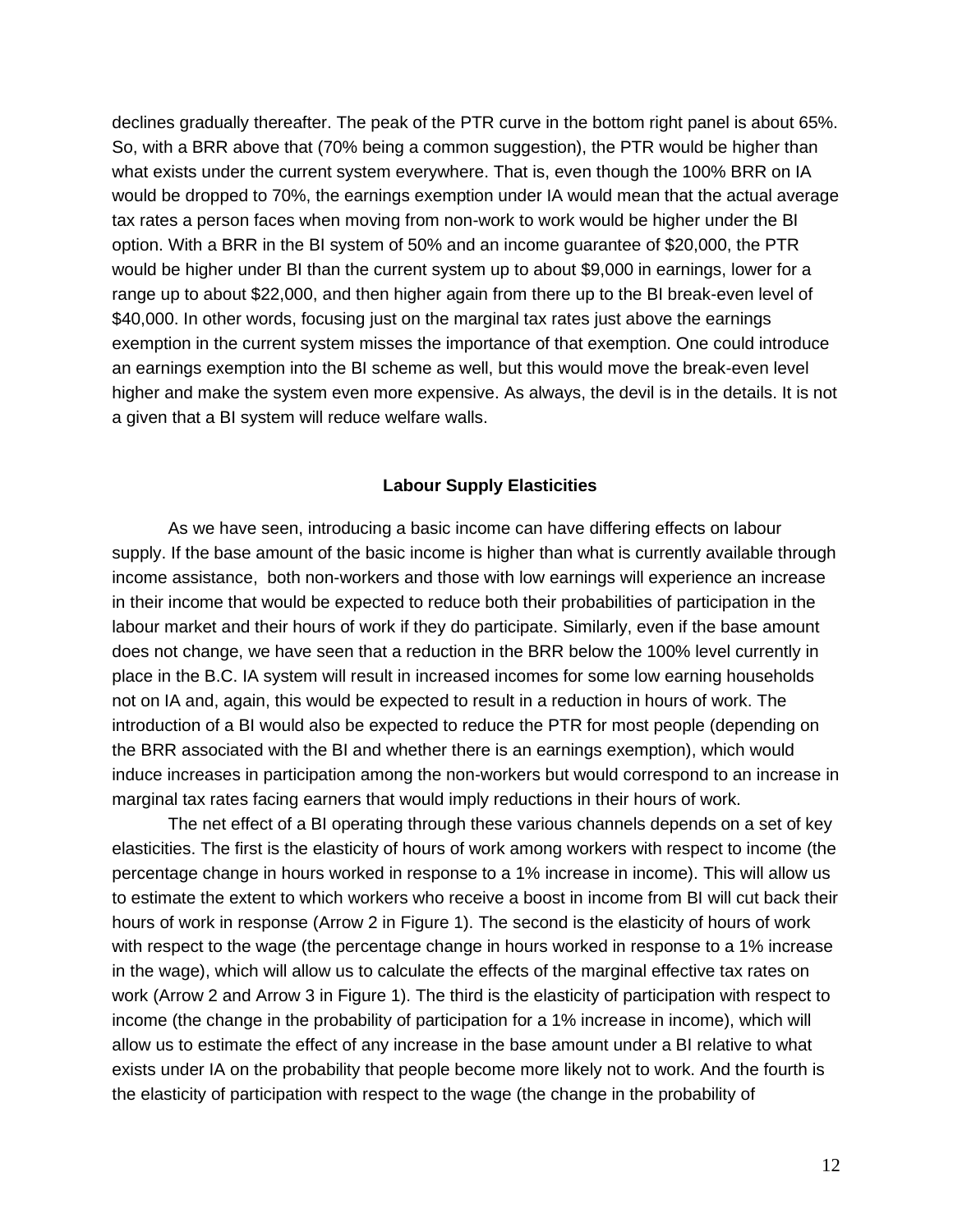declines gradually thereafter. The peak of the PTR curve in the bottom right panel is about 65%. So, with a BRR above that (70% being a common suggestion), the PTR would be higher than what exists under the current system everywhere. That is, even though the 100% BRR on IA would be dropped to 70%, the earnings exemption under IA would mean that the actual average tax rates a person faces when moving from non-work to work would be higher under the BI option. With a BRR in the BI system of 50% and an income guarantee of $20,000, the PTR would be higher under BI than the current system up to about $9,000 in earnings, lower for a range up to about $22,000, and then higher again from there up to the BI break-even level of $40,000. In other words, focusing just on the marginal tax rates just above the earnings exemption in the current system misses the importance of that exemption. One could introduce an earnings exemption into the BI scheme as well, but this would move the break-even level higher and make the system even more expensive. As always, the devil is in the details. It is not a given that a BI system will reduce welfare walls.

## Labour Supply Elasticities

As we have seen, introducing a basic income can have differing effects on labour supply. If the base amount of the basic income is higher than what is currently available through income assistance, both non-workers and those with low earnings will experience an increase in their income that would be expected to reduce both their probabilities of participation in the labour market and their hours of work if they do participate. Similarly, even if the base amount does not change, we have seen that a reduction in the BRR below the 100% level currently in place in the B.C. IA system will result in increased incomes for some low earning households not on IA and, again, this would be expected to result in a reduction in hours of work. The introduction of a BI would also be expected to reduce the PTR for most people (depending on the BRR associated with the BI and whether there is an earnings exemption), which would induce increases in participation among the non-workers but would correspond to an increase in marginal tax rates facing earners that would imply reductions in their hours of work.

The net effect of a BI operating through these various channels depends on a set of key elasticities. The first is the elasticity of hours of work among workers with respect to income (the percentage change in hours worked in response to a 1% increase in income). This will allow us to estimate the extent to which workers who receive a boost in income from BI will cut back their hours of work in response (Arrow 2 in Figure 1). The second is the elasticity of hours of work with respect to the wage (the percentage change in hours worked in response to a 1% increase in the wage), which will allow us to calculate the effects of the marginal effective tax rates on work (Arrow 2 and Arrow 3 in Figure 1). The third is the elasticity of participation with respect to income (the change in the probability of participation for a 1% increase in income), which will allow us to estimate the effect of any increase in the base amount under a BI relative to what exists under IA on the probability that people become more likely not to work. And the fourth is the elasticity of participation with respect to the wage (the change in the probability of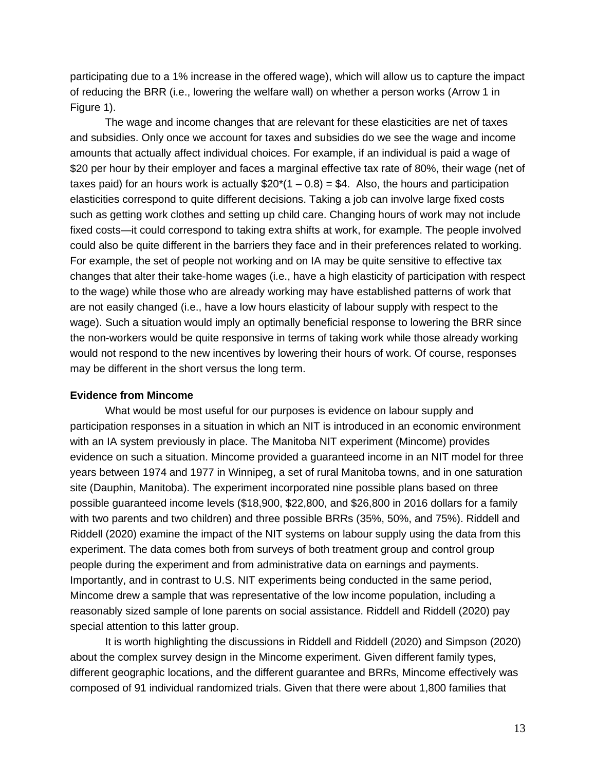participating due to a 1% increase in the offered wage), which will allow us to capture the impact of reducing the BRR (i.e., lowering the welfare wall) on whether a person works (Arrow 1 in Figure 1).

The wage and income changes that are relevant for these elasticities are net of taxes and subsidies. Only once we account for taxes and subsidies do we see the wage and income amounts that actually affect individual choices. For example, if an individual is paid a wage of $20 per hour by their employer and faces a marginal effective tax rate of 80%, their wage (net of taxes paid) for an hours work is actually $20*(1 – 0.8) = $4. Also, the hours and participation elasticities correspond to quite different decisions. Taking a job can involve large fixed costs such as getting work clothes and setting up child care. Changing hours of work may not include fixed costs—it could correspond to taking extra shifts at work, for example. The people involved could also be quite different in the barriers they face and in their preferences related to working. For example, the set of people not working and on IA may be quite sensitive to effective tax changes that alter their take-home wages (i.e., have a high elasticity of participation with respect to the wage) while those who are already working may have established patterns of work that are not easily changed (i.e., have a low hours elasticity of labour supply with respect to the wage). Such a situation would imply an optimally beneficial response to lowering the BRR since the non-workers would be quite responsive in terms of taking work while those already working would not respond to the new incentives by lowering their hours of work. Of course, responses may be different in the short versus the long term.

**Evidence from Mincome**

What would be most useful for our purposes is evidence on labour supply and participation responses in a situation in which an NIT is introduced in an economic environment with an IA system previously in place. The Manitoba NIT experiment (Mincome) provides evidence on such a situation. Mincome provided a guaranteed income in an NIT model for three years between 1974 and 1977 in Winnipeg, a set of rural Manitoba towns, and in one saturation site (Dauphin, Manitoba). The experiment incorporated nine possible plans based on three possible guaranteed income levels ($18,900, $22,800, and $26,800 in 2016 dollars for a family with two parents and two children) and three possible BRRs (35%, 50%, and 75%). Riddell and Riddell (2020) examine the impact of the NIT systems on labour supply using the data from this experiment. The data comes both from surveys of both treatment group and control group people during the experiment and from administrative data on earnings and payments. Importantly, and in contrast to U.S. NIT experiments being conducted in the same period, Mincome drew a sample that was representative of the low income population, including a reasonably sized sample of lone parents on social assistance. Riddell and Riddell (2020) pay special attention to this latter group.

It is worth highlighting the discussions in Riddell and Riddell (2020) and Simpson (2020) about the complex survey design in the Mincome experiment. Given different family types, different geographic locations, and the different guarantee and BRRs, Mincome effectively was composed of 91 individual randomized trials. Given that there were about 1,800 families that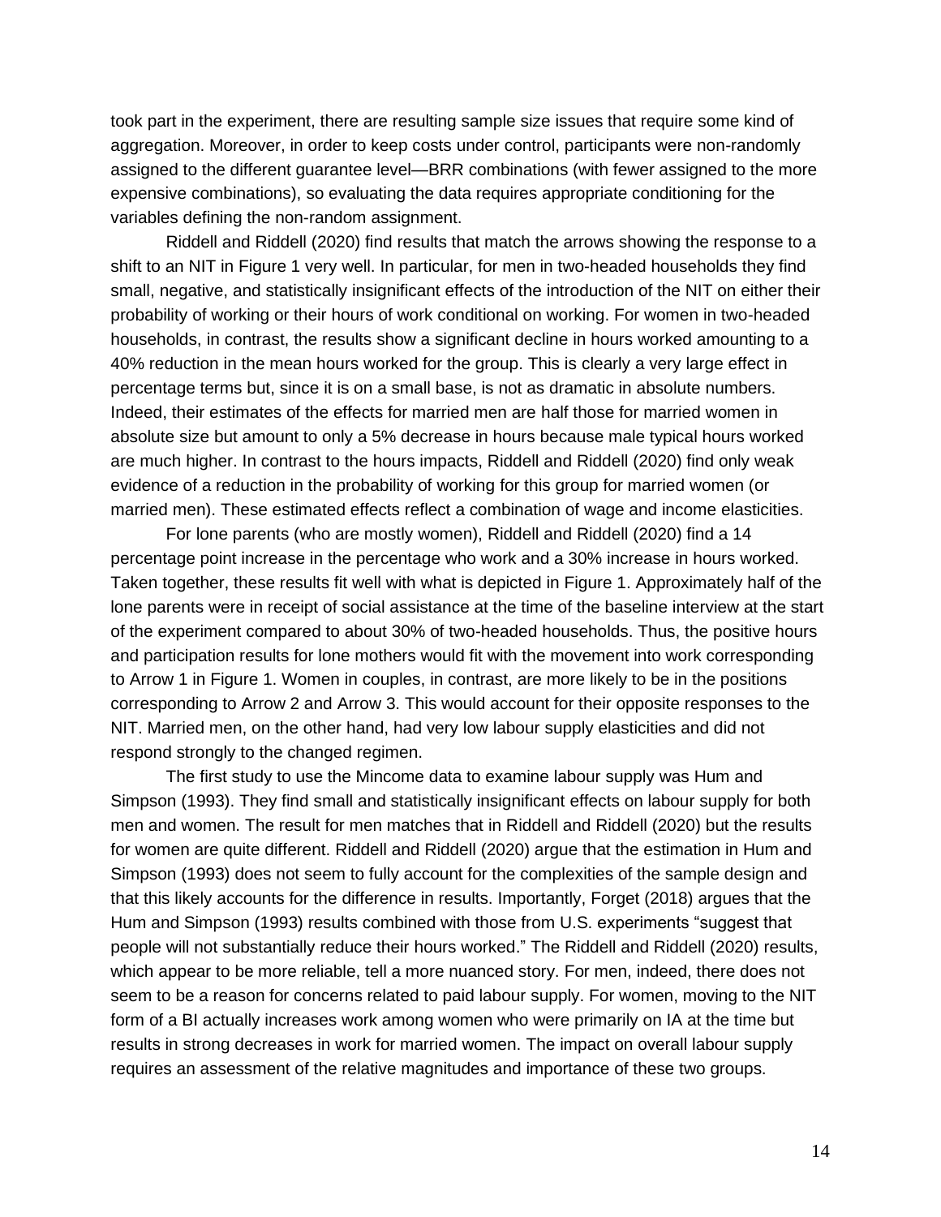took part in the experiment, there are resulting sample size issues that require some kind of aggregation. Moreover, in order to keep costs under control, participants were non-randomly assigned to the different guarantee level—BRR combinations (with fewer assigned to the more expensive combinations), so evaluating the data requires appropriate conditioning for the variables defining the non-random assignment.

Riddell and Riddell (2020) find results that match the arrows showing the response to a shift to an NIT in Figure 1 very well. In particular, for men in two-headed households they find small, negative, and statistically insignificant effects of the introduction of the NIT on either their probability of working or their hours of work conditional on working. For women in two-headed households, in contrast, the results show a significant decline in hours worked amounting to a 40% reduction in the mean hours worked for the group. This is clearly a very large effect in percentage terms but, since it is on a small base, is not as dramatic in absolute numbers. Indeed, their estimates of the effects for married men are half those for married women in absolute size but amount to only a 5% decrease in hours because male typical hours worked are much higher. In contrast to the hours impacts, Riddell and Riddell (2020) find only weak evidence of a reduction in the probability of working for this group for married women (or married men). These estimated effects reflect a combination of wage and income elasticities.

For lone parents (who are mostly women), Riddell and Riddell (2020) find a 14 percentage point increase in the percentage who work and a 30% increase in hours worked. Taken together, these results fit well with what is depicted in Figure 1. Approximately half of the lone parents were in receipt of social assistance at the time of the baseline interview at the start of the experiment compared to about 30% of two-headed households. Thus, the positive hours and participation results for lone mothers would fit with the movement into work corresponding to Arrow 1 in Figure 1. Women in couples, in contrast, are more likely to be in the positions corresponding to Arrow 2 and Arrow 3. This would account for their opposite responses to the NIT. Married men, on the other hand, had very low labour supply elasticities and did not respond strongly to the changed regimen.

The first study to use the Mincome data to examine labour supply was Hum and Simpson (1993). They find small and statistically insignificant effects on labour supply for both men and women. The result for men matches that in Riddell and Riddell (2020) but the results for women are quite different. Riddell and Riddell (2020) argue that the estimation in Hum and Simpson (1993) does not seem to fully account for the complexities of the sample design and that this likely accounts for the difference in results. Importantly, Forget (2018) argues that the Hum and Simpson (1993) results combined with those from U.S. experiments "suggest that people will not substantially reduce their hours worked." The Riddell and Riddell (2020) results, which appear to be more reliable, tell a more nuanced story. For men, indeed, there does not seem to be a reason for concerns related to paid labour supply. For women, moving to the NIT form of a BI actually increases work among women who were primarily on IA at the time but results in strong decreases in work for married women. The impact on overall labour supply requires an assessment of the relative magnitudes and importance of these two groups.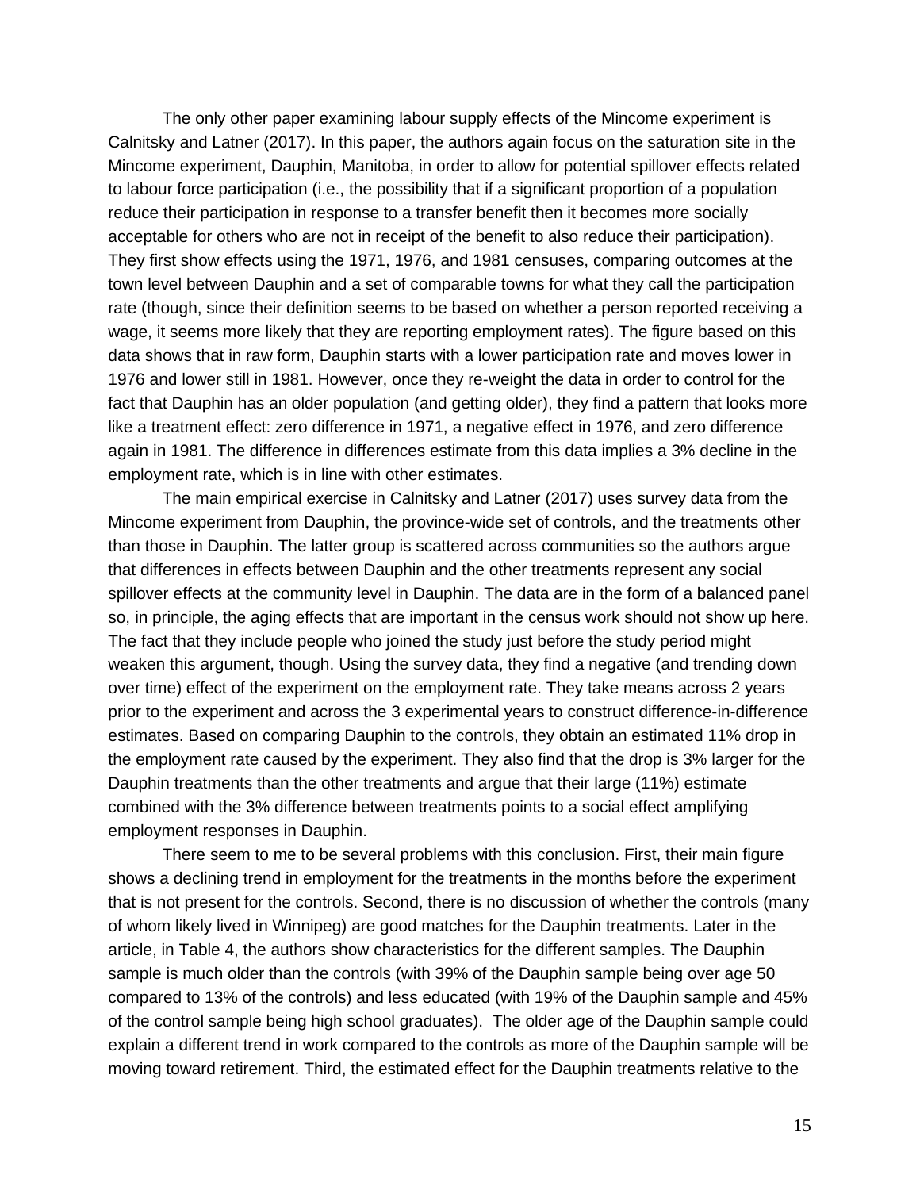The only other paper examining labour supply effects of the Mincome experiment is Calnitsky and Latner (2017). In this paper, the authors again focus on the saturation site in the Mincome experiment, Dauphin, Manitoba, in order to allow for potential spillover effects related to labour force participation (i.e., the possibility that if a significant proportion of a population reduce their participation in response to a transfer benefit then it becomes more socially acceptable for others who are not in receipt of the benefit to also reduce their participation). They first show effects using the 1971, 1976, and 1981 censuses, comparing outcomes at the town level between Dauphin and a set of comparable towns for what they call the participation rate (though, since their definition seems to be based on whether a person reported receiving a wage, it seems more likely that they are reporting employment rates). The figure based on this data shows that in raw form, Dauphin starts with a lower participation rate and moves lower in 1976 and lower still in 1981. However, once they re-weight the data in order to control for the fact that Dauphin has an older population (and getting older), they find a pattern that looks more like a treatment effect: zero difference in 1971, a negative effect in 1976, and zero difference again in 1981. The difference in differences estimate from this data implies a 3% decline in the employment rate, which is in line with other estimates.

The main empirical exercise in Calnitsky and Latner (2017) uses survey data from the Mincome experiment from Dauphin, the province-wide set of controls, and the treatments other than those in Dauphin. The latter group is scattered across communities so the authors argue that differences in effects between Dauphin and the other treatments represent any social spillover effects at the community level in Dauphin. The data are in the form of a balanced panel so, in principle, the aging effects that are important in the census work should not show up here. The fact that they include people who joined the study just before the study period might weaken this argument, though. Using the survey data, they find a negative (and trending down over time) effect of the experiment on the employment rate. They take means across 2 years prior to the experiment and across the 3 experimental years to construct difference-in-difference estimates. Based on comparing Dauphin to the controls, they obtain an estimated 11% drop in the employment rate caused by the experiment. They also find that the drop is 3% larger for the Dauphin treatments than the other treatments and argue that their large (11%) estimate combined with the 3% difference between treatments points to a social effect amplifying employment responses in Dauphin.

There seem to me to be several problems with this conclusion. First, their main figure shows a declining trend in employment for the treatments in the months before the experiment that is not present for the controls. Second, there is no discussion of whether the controls (many of whom likely lived in Winnipeg) are good matches for the Dauphin treatments. Later in the article, in Table 4, the authors show characteristics for the different samples. The Dauphin sample is much older than the controls (with 39% of the Dauphin sample being over age 50 compared to 13% of the controls) and less educated (with 19% of the Dauphin sample and 45% of the control sample being high school graduates). The older age of the Dauphin sample could explain a different trend in work compared to the controls as more of the Dauphin sample will be moving toward retirement. Third, the estimated effect for the Dauphin treatments relative to the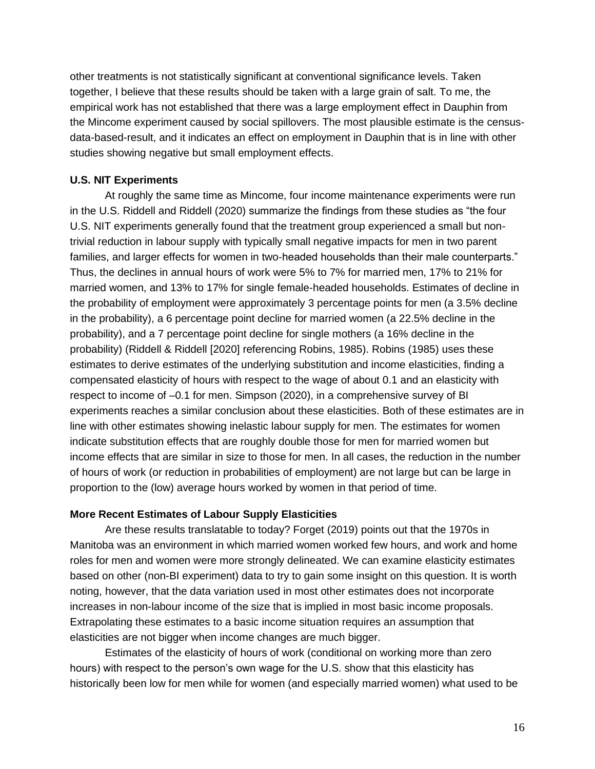other treatments is not statistically significant at conventional significance levels. Taken together, I believe that these results should be taken with a large grain of salt. To me, the empirical work has not established that there was a large employment effect in Dauphin from the Mincome experiment caused by social spillovers. The most plausible estimate is the census-data-based-result, and it indicates an effect on employment in Dauphin that is in line with other studies showing negative but small employment effects.

**U.S. NIT Experiments**

At roughly the same time as Mincome, four income maintenance experiments were run in the U.S. Riddell and Riddell (2020) summarize the findings from these studies as "the four U.S. NIT experiments generally found that the treatment group experienced a small but non-trivial reduction in labour supply with typically small negative impacts for men in two parent families, and larger effects for women in two-headed households than their male counterparts." Thus, the declines in annual hours of work were 5% to 7% for married men, 17% to 21% for married women, and 13% to 17% for single female-headed households. Estimates of decline in the probability of employment were approximately 3 percentage points for men (a 3.5% decline in the probability), a 6 percentage point decline for married women (a 22.5% decline in the probability), and a 7 percentage point decline for single mothers (a 16% decline in the probability) (Riddell & Riddell [2020] referencing Robins, 1985). Robins (1985) uses these estimates to derive estimates of the underlying substitution and income elasticities, finding a compensated elasticity of hours with respect to the wage of about 0.1 and an elasticity with respect to income of –0.1 for men. Simpson (2020), in a comprehensive survey of BI experiments reaches a similar conclusion about these elasticities. Both of these estimates are in line with other estimates showing inelastic labour supply for men. The estimates for women indicate substitution effects that are roughly double those for men for married women but income effects that are similar in size to those for men. In all cases, the reduction in the number of hours of work (or reduction in probabilities of employment) are not large but can be large in proportion to the (low) average hours worked by women in that period of time.

**More Recent Estimates of Labour Supply Elasticities**

Are these results translatable to today? Forget (2019) points out that the 1970s in Manitoba was an environment in which married women worked few hours, and work and home roles for men and women were more strongly delineated. We can examine elasticity estimates based on other (non-BI experiment) data to try to gain some insight on this question. It is worth noting, however, that the data variation used in most other estimates does not incorporate increases in non-labour income of the size that is implied in most basic income proposals. Extrapolating these estimates to a basic income situation requires an assumption that elasticities are not bigger when income changes are much bigger.

Estimates of the elasticity of hours of work (conditional on working more than zero hours) with respect to the person's own wage for the U.S. show that this elasticity has historically been low for men while for women (and especially married women) what used to be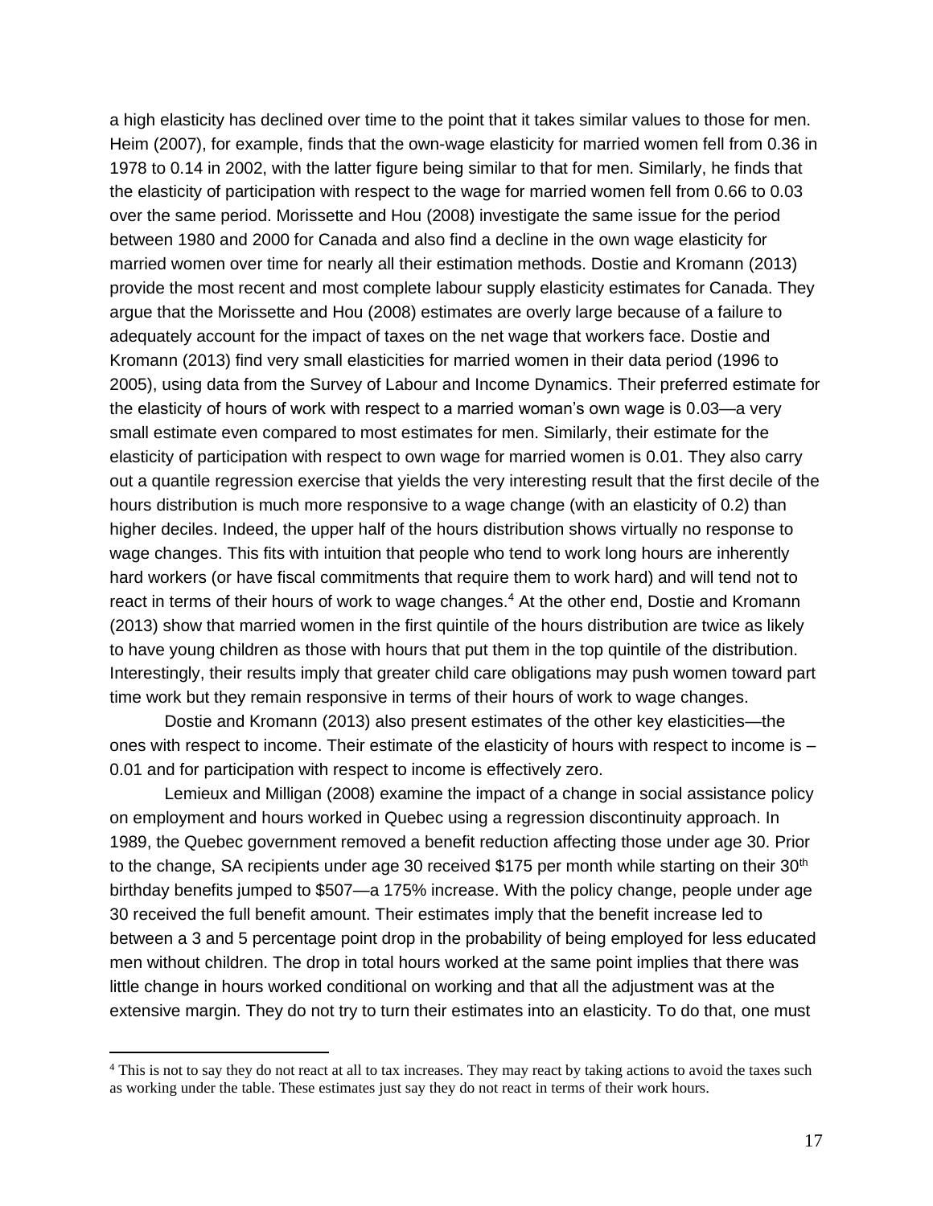a high elasticity has declined over time to the point that it takes similar values to those for men. Heim (2007), for example, finds that the own-wage elasticity for married women fell from 0.36 in 1978 to 0.14 in 2002, with the latter figure being similar to that for men. Similarly, he finds that the elasticity of participation with respect to the wage for married women fell from 0.66 to 0.03 over the same period. Morissette and Hou (2008) investigate the same issue for the period between 1980 and 2000 for Canada and also find a decline in the own wage elasticity for married women over time for nearly all their estimation methods. Dostie and Kromann (2013) provide the most recent and most complete labour supply elasticity estimates for Canada. They argue that the Morissette and Hou (2008) estimates are overly large because of a failure to adequately account for the impact of taxes on the net wage that workers face. Dostie and Kromann (2013) find very small elasticities for married women in their data period (1996 to 2005), using data from the Survey of Labour and Income Dynamics. Their preferred estimate for the elasticity of hours of work with respect to a married woman's own wage is 0.03—a very small estimate even compared to most estimates for men. Similarly, their estimate for the elasticity of participation with respect to own wage for married women is 0.01. They also carry out a quantile regression exercise that yields the very interesting result that the first decile of the hours distribution is much more responsive to a wage change (with an elasticity of 0.2) than higher deciles. Indeed, the upper half of the hours distribution shows virtually no response to wage changes. This fits with intuition that people who tend to work long hours are inherently hard workers (or have fiscal commitments that require them to work hard) and will tend not to react in terms of their hours of work to wage changes.[4] At the other end, Dostie and Kromann (2013) show that married women in the first quintile of the hours distribution are twice as likely to have young children as those with hours that put them in the top quintile of the distribution. Interestingly, their results imply that greater child care obligations may push women toward part time work but they remain responsive in terms of their hours of work to wage changes.

Dostie and Kromann (2013) also present estimates of the other key elasticities—the ones with respect to income. Their estimate of the elasticity of hours with respect to income is –0.01 and for participation with respect to income is effectively zero.

Lemieux and Milligan (2008) examine the impact of a change in social assistance policy on employment and hours worked in Quebec using a regression discontinuity approach. In 1989, the Quebec government removed a benefit reduction affecting those under age 30. Prior to the change, SA recipients under age 30 received $175 per month while starting on their 30th birthday benefits jumped to $507—a 175% increase. With the policy change, people under age 30 received the full benefit amount. Their estimates imply that the benefit increase led to between a 3 and 5 percentage point drop in the probability of being employed for less educated men without children. The drop in total hours worked at the same point implies that there was little change in hours worked conditional on working and that all the adjustment was at the extensive margin. They do not try to turn their estimates into an elasticity. To do that, one must

[4] This is not to say they do not react at all to tax increases. They may react by taking actions to avoid the taxes such as working under the table. These estimates just say they do not react in terms of their work hours.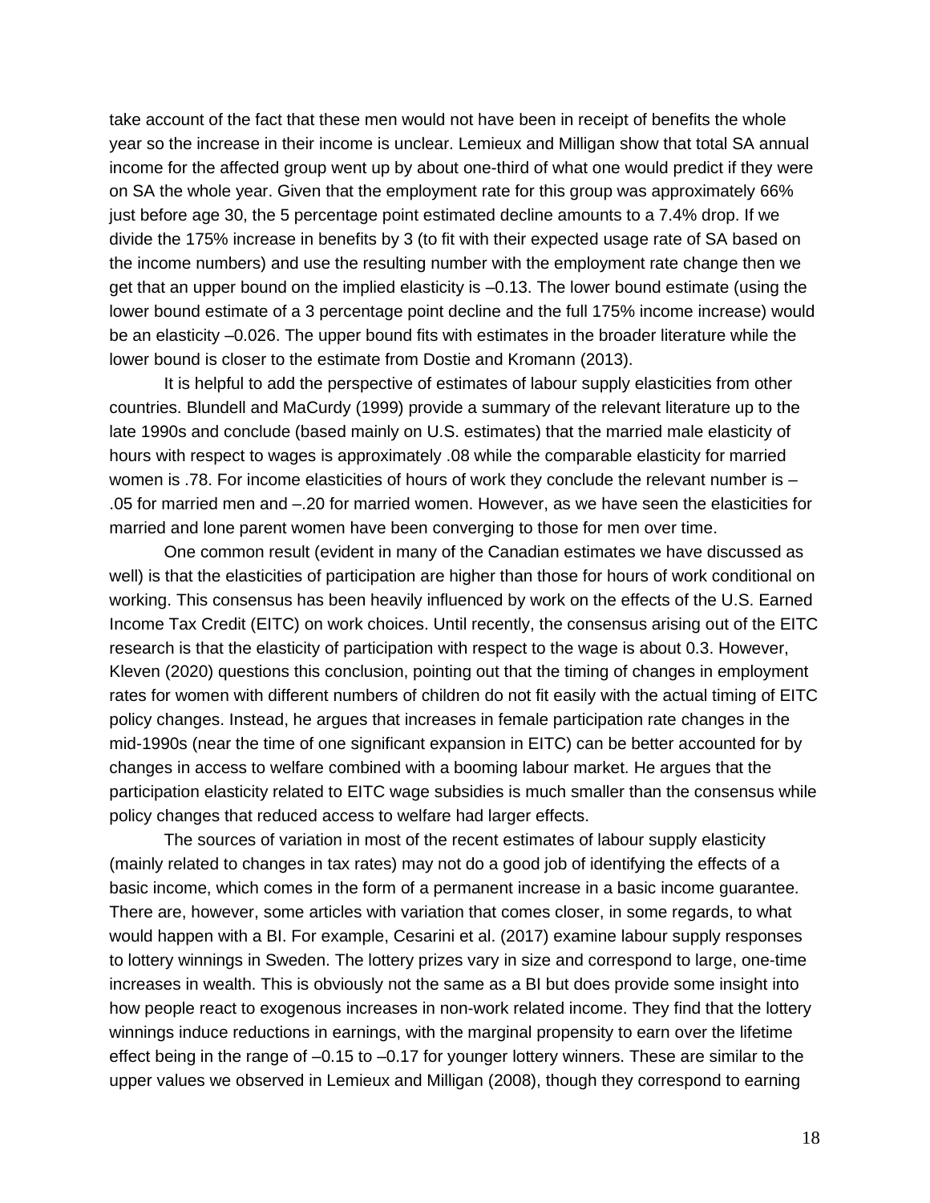take account of the fact that these men would not have been in receipt of benefits the whole year so the increase in their income is unclear. Lemieux and Milligan show that total SA annual income for the affected group went up by about one-third of what one would predict if they were on SA the whole year. Given that the employment rate for this group was approximately 66% just before age 30, the 5 percentage point estimated decline amounts to a 7.4% drop. If we divide the 175% increase in benefits by 3 (to fit with their expected usage rate of SA based on the income numbers) and use the resulting number with the employment rate change then we get that an upper bound on the implied elasticity is –0.13. The lower bound estimate (using the lower bound estimate of a 3 percentage point decline and the full 175% income increase) would be an elasticity –0.026. The upper bound fits with estimates in the broader literature while the lower bound is closer to the estimate from Dostie and Kromann (2013).

It is helpful to add the perspective of estimates of labour supply elasticities from other countries. Blundell and MaCurdy (1999) provide a summary of the relevant literature up to the late 1990s and conclude (based mainly on U.S. estimates) that the married male elasticity of hours with respect to wages is approximately .08 while the comparable elasticity for married women is .78. For income elasticities of hours of work they conclude the relevant number is –.05 for married men and –.20 for married women. However, as we have seen the elasticities for married and lone parent women have been converging to those for men over time.

One common result (evident in many of the Canadian estimates we have discussed as well) is that the elasticities of participation are higher than those for hours of work conditional on working. This consensus has been heavily influenced by work on the effects of the U.S. Earned Income Tax Credit (EITC) on work choices. Until recently, the consensus arising out of the EITC research is that the elasticity of participation with respect to the wage is about 0.3. However, Kleven (2020) questions this conclusion, pointing out that the timing of changes in employment rates for women with different numbers of children do not fit easily with the actual timing of EITC policy changes. Instead, he argues that increases in female participation rate changes in the mid-1990s (near the time of one significant expansion in EITC) can be better accounted for by changes in access to welfare combined with a booming labour market. He argues that the participation elasticity related to EITC wage subsidies is much smaller than the consensus while policy changes that reduced access to welfare had larger effects.

The sources of variation in most of the recent estimates of labour supply elasticity (mainly related to changes in tax rates) may not do a good job of identifying the effects of a basic income, which comes in the form of a permanent increase in a basic income guarantee. There are, however, some articles with variation that comes closer, in some regards, to what would happen with a BI. For example, Cesarini et al. (2017) examine labour supply responses to lottery winnings in Sweden. The lottery prizes vary in size and correspond to large, one-time increases in wealth. This is obviously not the same as a BI but does provide some insight into how people react to exogenous increases in non-work related income. They find that the lottery winnings induce reductions in earnings, with the marginal propensity to earn over the lifetime effect being in the range of –0.15 to –0.17 for younger lottery winners. These are similar to the upper values we observed in Lemieux and Milligan (2008), though they correspond to earning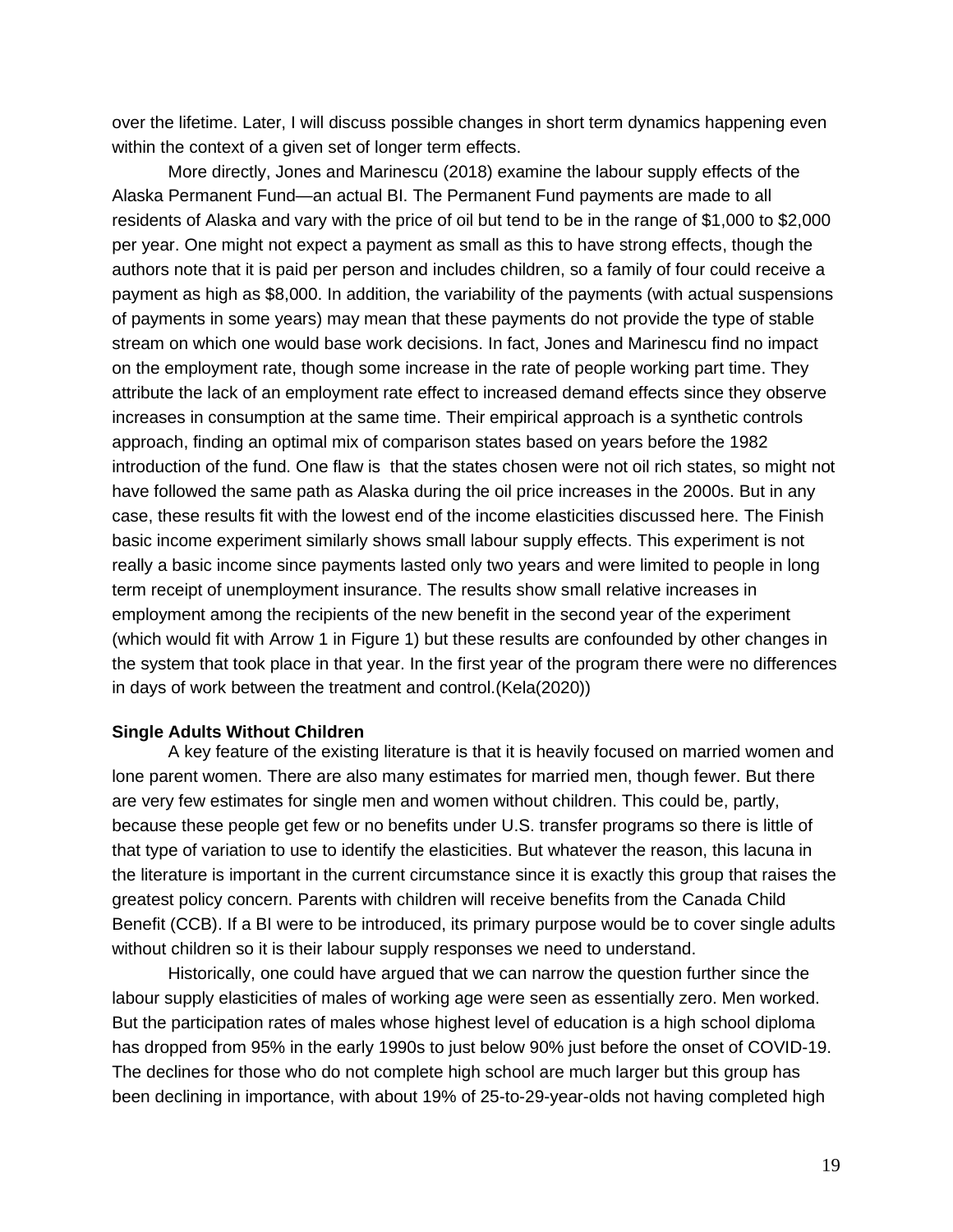over the lifetime. Later, I will discuss possible changes in short term dynamics happening even within the context of a given set of longer term effects.

More directly, Jones and Marinescu (2018) examine the labour supply effects of the Alaska Permanent Fund—an actual BI. The Permanent Fund payments are made to all residents of Alaska and vary with the price of oil but tend to be in the range of $1,000 to $2,000 per year. One might not expect a payment as small as this to have strong effects, though the authors note that it is paid per person and includes children, so a family of four could receive a payment as high as $8,000. In addition, the variability of the payments (with actual suspensions of payments in some years) may mean that these payments do not provide the type of stable stream on which one would base work decisions. In fact, Jones and Marinescu find no impact on the employment rate, though some increase in the rate of people working part time. They attribute the lack of an employment rate effect to increased demand effects since they observe increases in consumption at the same time. Their empirical approach is a synthetic controls approach, finding an optimal mix of comparison states based on years before the 1982 introduction of the fund. One flaw is  that the states chosen were not oil rich states, so might not have followed the same path as Alaska during the oil price increases in the 2000s. But in any case, these results fit with the lowest end of the income elasticities discussed here. The Finish basic income experiment similarly shows small labour supply effects. This experiment is not really a basic income since payments lasted only two years and were limited to people in long term receipt of unemployment insurance. The results show small relative increases in employment among the recipients of the new benefit in the second year of the experiment (which would fit with Arrow 1 in Figure 1) but these results are confounded by other changes in the system that took place in that year. In the first year of the program there were no differences in days of work between the treatment and control.(Kela(2020))

**Single Adults Without Children**

A key feature of the existing literature is that it is heavily focused on married women and lone parent women. There are also many estimates for married men, though fewer. But there are very few estimates for single men and women without children. This could be, partly, because these people get few or no benefits under U.S. transfer programs so there is little of that type of variation to use to identify the elasticities. But whatever the reason, this lacuna in the literature is important in the current circumstance since it is exactly this group that raises the greatest policy concern. Parents with children will receive benefits from the Canada Child Benefit (CCB). If a BI were to be introduced, its primary purpose would be to cover single adults without children so it is their labour supply responses we need to understand.

Historically, one could have argued that we can narrow the question further since the labour supply elasticities of males of working age were seen as essentially zero. Men worked. But the participation rates of males whose highest level of education is a high school diploma has dropped from 95% in the early 1990s to just below 90% just before the onset of COVID-19. The declines for those who do not complete high school are much larger but this group has been declining in importance, with about 19% of 25-to-29-year-olds not having completed high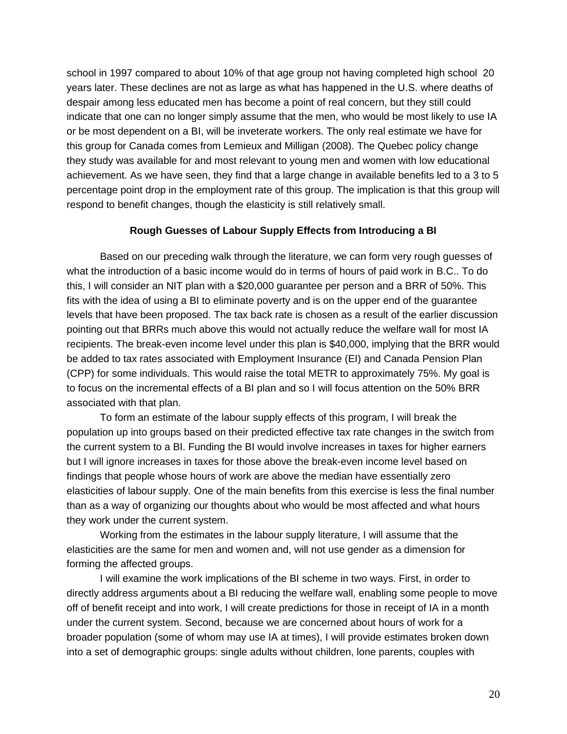school in 1997 compared to about 10% of that age group not having completed high school 20 years later. These declines are not as large as what has happened in the U.S. where deaths of despair among less educated men has become a point of real concern, but they still could indicate that one can no longer simply assume that the men, who would be most likely to use IA or be most dependent on a BI, will be inveterate workers. The only real estimate we have for this group for Canada comes from Lemieux and Milligan (2008). The Quebec policy change they study was available for and most relevant to young men and women with low educational achievement. As we have seen, they find that a large change in available benefits led to a 3 to 5 percentage point drop in the employment rate of this group. The implication is that this group will respond to benefit changes, though the elasticity is still relatively small.

### Rough Guesses of Labour Supply Effects from Introducing a BI

Based on our preceding walk through the literature, we can form very rough guesses of what the introduction of a basic income would do in terms of hours of paid work in B.C.. To do this, I will consider an NIT plan with a $20,000 guarantee per person and a BRR of 50%. This fits with the idea of using a BI to eliminate poverty and is on the upper end of the guarantee levels that have been proposed. The tax back rate is chosen as a result of the earlier discussion pointing out that BRRs much above this would not actually reduce the welfare wall for most IA recipients. The break-even income level under this plan is $40,000, implying that the BRR would be added to tax rates associated with Employment Insurance (EI) and Canada Pension Plan (CPP) for some individuals. This would raise the total METR to approximately 75%. My goal is to focus on the incremental effects of a BI plan and so I will focus attention on the 50% BRR associated with that plan.

To form an estimate of the labour supply effects of this program, I will break the population up into groups based on their predicted effective tax rate changes in the switch from the current system to a BI. Funding the BI would involve increases in taxes for higher earners but I will ignore increases in taxes for those above the break-even income level based on findings that people whose hours of work are above the median have essentially zero elasticities of labour supply. One of the main benefits from this exercise is less the final number than as a way of organizing our thoughts about who would be most affected and what hours they work under the current system.

Working from the estimates in the labour supply literature, I will assume that the elasticities are the same for men and women and, will not use gender as a dimension for forming the affected groups.

I will examine the work implications of the BI scheme in two ways. First, in order to directly address arguments about a BI reducing the welfare wall, enabling some people to move off of benefit receipt and into work, I will create predictions for those in receipt of IA in a month under the current system. Second, because we are concerned about hours of work for a broader population (some of whom may use IA at times), I will provide estimates broken down into a set of demographic groups: single adults without children, lone parents, couples with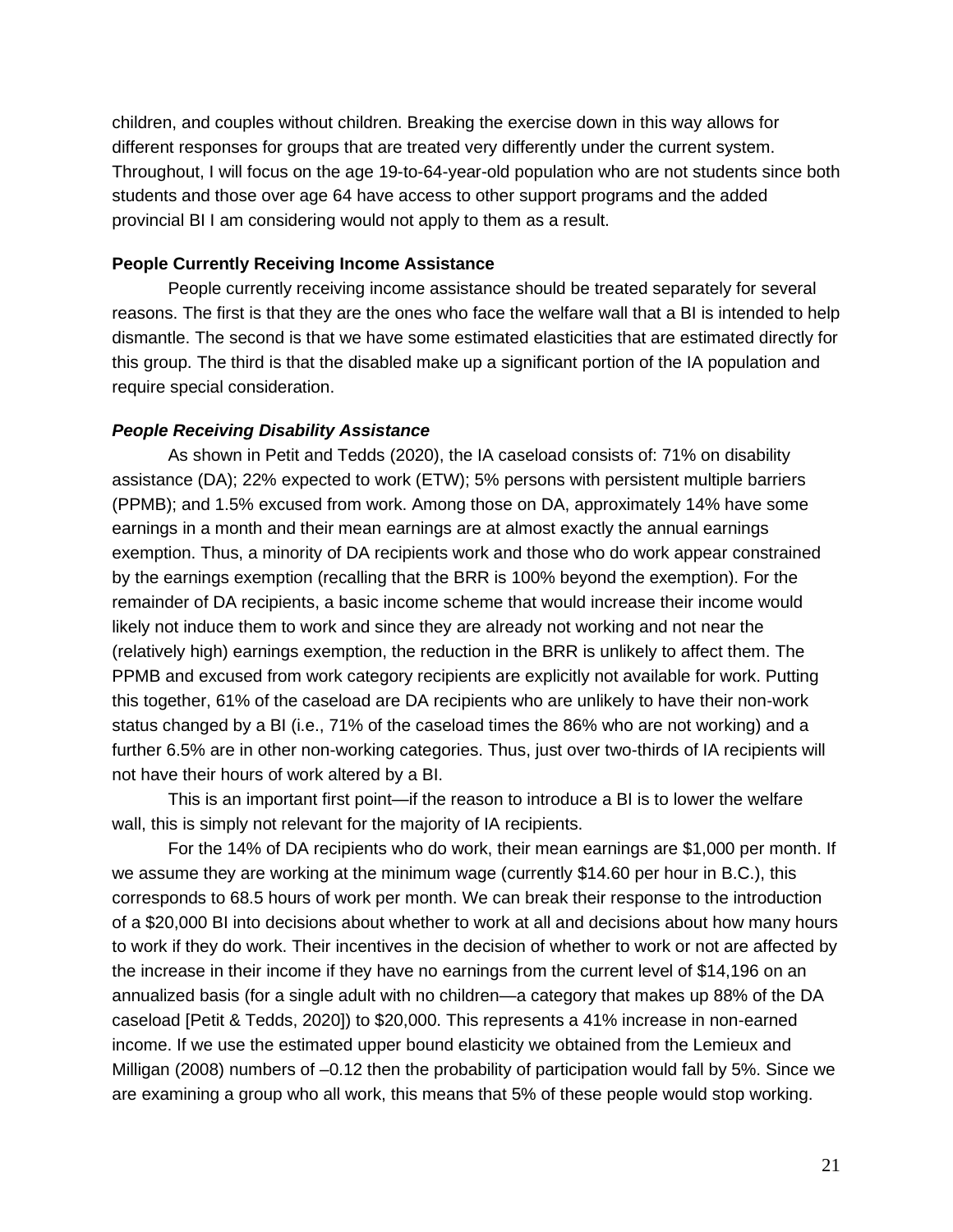children, and couples without children. Breaking the exercise down in this way allows for different responses for groups that are treated very differently under the current system. Throughout, I will focus on the age 19-to-64-year-old population who are not students since both students and those over age 64 have access to other support programs and the added provincial BI I am considering would not apply to them as a result.

### People Currently Receiving Income Assistance

People currently receiving income assistance should be treated separately for several reasons. The first is that they are the ones who face the welfare wall that a BI is intended to help dismantle. The second is that we have some estimated elasticities that are estimated directly for this group. The third is that the disabled make up a significant portion of the IA population and require special consideration.

#### *People Receiving Disability Assistance*

As shown in Petit and Tedds (2020), the IA caseload consists of: 71% on disability assistance (DA); 22% expected to work (ETW); 5% persons with persistent multiple barriers (PPMB); and 1.5% excused from work. Among those on DA, approximately 14% have some earnings in a month and their mean earnings are at almost exactly the annual earnings exemption. Thus, a minority of DA recipients work and those who do work appear constrained by the earnings exemption (recalling that the BRR is 100% beyond the exemption). For the remainder of DA recipients, a basic income scheme that would increase their income would likely not induce them to work and since they are already not working and not near the (relatively high) earnings exemption, the reduction in the BRR is unlikely to affect them. The PPMB and excused from work category recipients are explicitly not available for work. Putting this together, 61% of the caseload are DA recipients who are unlikely to have their non-work status changed by a BI (i.e., 71% of the caseload times the 86% who are not working) and a further 6.5% are in other non-working categories. Thus, just over two-thirds of IA recipients will not have their hours of work altered by a BI.

This is an important first point—if the reason to introduce a BI is to lower the welfare wall, this is simply not relevant for the majority of IA recipients.

For the 14% of DA recipients who do work, their mean earnings are $1,000 per month. If we assume they are working at the minimum wage (currently $14.60 per hour in B.C.), this corresponds to 68.5 hours of work per month. We can break their response to the introduction of a $20,000 BI into decisions about whether to work at all and decisions about how many hours to work if they do work. Their incentives in the decision of whether to work or not are affected by the increase in their income if they have no earnings from the current level of $14,196 on an annualized basis (for a single adult with no children—a category that makes up 88% of the DA caseload [Petit & Tedds, 2020]) to $20,000. This represents a 41% increase in non-earned income. If we use the estimated upper bound elasticity we obtained from the Lemieux and Milligan (2008) numbers of –0.12 then the probability of participation would fall by 5%. Since we are examining a group who all work, this means that 5% of these people would stop working.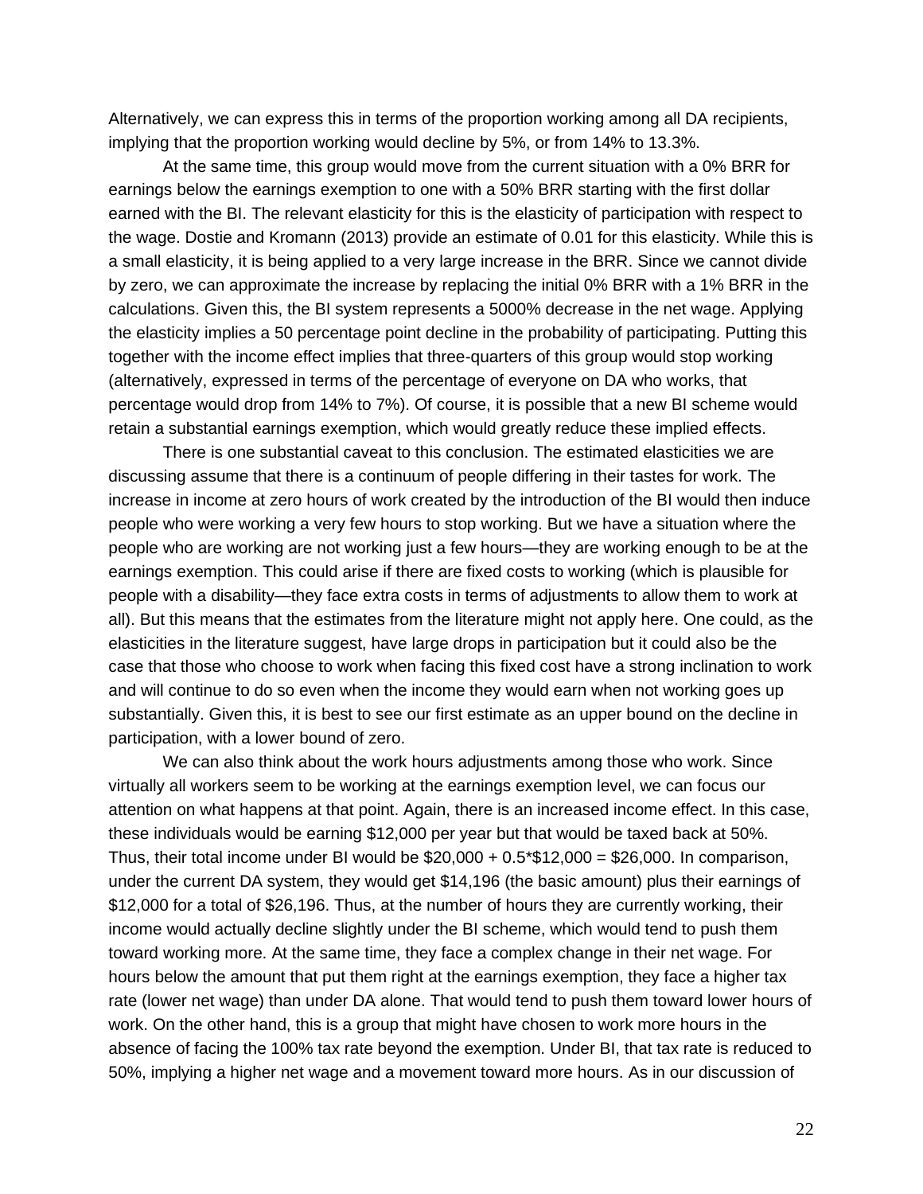Alternatively, we can express this in terms of the proportion working among all DA recipients, implying that the proportion working would decline by 5%, or from 14% to 13.3%.

At the same time, this group would move from the current situation with a 0% BRR for earnings below the earnings exemption to one with a 50% BRR starting with the first dollar earned with the BI. The relevant elasticity for this is the elasticity of participation with respect to the wage. Dostie and Kromann (2013) provide an estimate of 0.01 for this elasticity. While this is a small elasticity, it is being applied to a very large increase in the BRR. Since we cannot divide by zero, we can approximate the increase by replacing the initial 0% BRR with a 1% BRR in the calculations. Given this, the BI system represents a 5000% decrease in the net wage. Applying the elasticity implies a 50 percentage point decline in the probability of participating. Putting this together with the income effect implies that three-quarters of this group would stop working (alternatively, expressed in terms of the percentage of everyone on DA who works, that percentage would drop from 14% to 7%). Of course, it is possible that a new BI scheme would retain a substantial earnings exemption, which would greatly reduce these implied effects.

There is one substantial caveat to this conclusion. The estimated elasticities we are discussing assume that there is a continuum of people differing in their tastes for work. The increase in income at zero hours of work created by the introduction of the BI would then induce people who were working a very few hours to stop working. But we have a situation where the people who are working are not working just a few hours—they are working enough to be at the earnings exemption. This could arise if there are fixed costs to working (which is plausible for people with a disability—they face extra costs in terms of adjustments to allow them to work at all). But this means that the estimates from the literature might not apply here. One could, as the elasticities in the literature suggest, have large drops in participation but it could also be the case that those who choose to work when facing this fixed cost have a strong inclination to work and will continue to do so even when the income they would earn when not working goes up substantially. Given this, it is best to see our first estimate as an upper bound on the decline in participation, with a lower bound of zero.

We can also think about the work hours adjustments among those who work. Since virtually all workers seem to be working at the earnings exemption level, we can focus our attention on what happens at that point. Again, there is an increased income effect. In this case, these individuals would be earning $12,000 per year but that would be taxed back at 50%. Thus, their total income under BI would be $20,000 + 0.5*$12,000 = $26,000. In comparison, under the current DA system, they would get $14,196 (the basic amount) plus their earnings of $12,000 for a total of $26,196. Thus, at the number of hours they are currently working, their income would actually decline slightly under the BI scheme, which would tend to push them toward working more. At the same time, they face a complex change in their net wage. For hours below the amount that put them right at the earnings exemption, they face a higher tax rate (lower net wage) than under DA alone. That would tend to push them toward lower hours of work. On the other hand, this is a group that might have chosen to work more hours in the absence of facing the 100% tax rate beyond the exemption. Under BI, that tax rate is reduced to 50%, implying a higher net wage and a movement toward more hours. As in our discussion of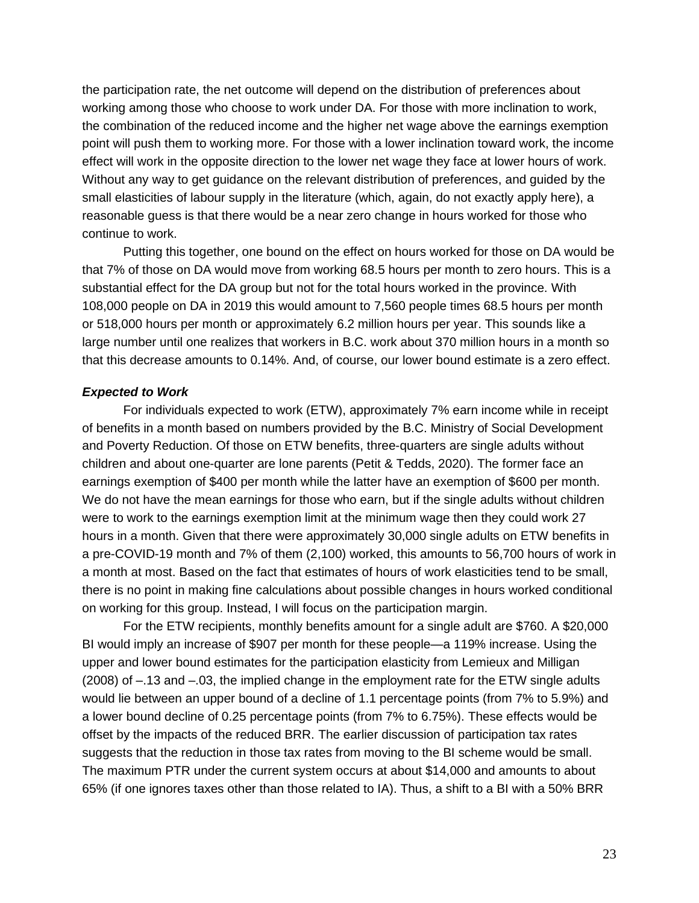the participation rate, the net outcome will depend on the distribution of preferences about working among those who choose to work under DA. For those with more inclination to work, the combination of the reduced income and the higher net wage above the earnings exemption point will push them to working more. For those with a lower inclination toward work, the income effect will work in the opposite direction to the lower net wage they face at lower hours of work. Without any way to get guidance on the relevant distribution of preferences, and guided by the small elasticities of labour supply in the literature (which, again, do not exactly apply here), a reasonable guess is that there would be a near zero change in hours worked for those who continue to work.

Putting this together, one bound on the effect on hours worked for those on DA would be that 7% of those on DA would move from working 68.5 hours per month to zero hours. This is a substantial effect for the DA group but not for the total hours worked in the province. With 108,000 people on DA in 2019 this would amount to 7,560 people times 68.5 hours per month or 518,000 hours per month or approximately 6.2 million hours per year. This sounds like a large number until one realizes that workers in B.C. work about 370 million hours in a month so that this decrease amounts to 0.14%. And, of course, our lower bound estimate is a zero effect.

***Expected to Work***

For individuals expected to work (ETW), approximately 7% earn income while in receipt of benefits in a month based on numbers provided by the B.C. Ministry of Social Development and Poverty Reduction. Of those on ETW benefits, three-quarters are single adults without children and about one-quarter are lone parents (Petit & Tedds, 2020). The former face an earnings exemption of $400 per month while the latter have an exemption of $600 per month. We do not have the mean earnings for those who earn, but if the single adults without children were to work to the earnings exemption limit at the minimum wage then they could work 27 hours in a month. Given that there were approximately 30,000 single adults on ETW benefits in a pre-COVID-19 month and 7% of them (2,100) worked, this amounts to 56,700 hours of work in a month at most. Based on the fact that estimates of hours of work elasticities tend to be small, there is no point in making fine calculations about possible changes in hours worked conditional on working for this group. Instead, I will focus on the participation margin.

For the ETW recipients, monthly benefits amount for a single adult are $760. A $20,000 BI would imply an increase of $907 per month for these people—a 119% increase. Using the upper and lower bound estimates for the participation elasticity from Lemieux and Milligan (2008) of –.13 and –.03, the implied change in the employment rate for the ETW single adults would lie between an upper bound of a decline of 1.1 percentage points (from 7% to 5.9%) and a lower bound decline of 0.25 percentage points (from 7% to 6.75%). These effects would be offset by the impacts of the reduced BRR. The earlier discussion of participation tax rates suggests that the reduction in those tax rates from moving to the BI scheme would be small. The maximum PTR under the current system occurs at about $14,000 and amounts to about 65% (if one ignores taxes other than those related to IA). Thus, a shift to a BI with a 50% BRR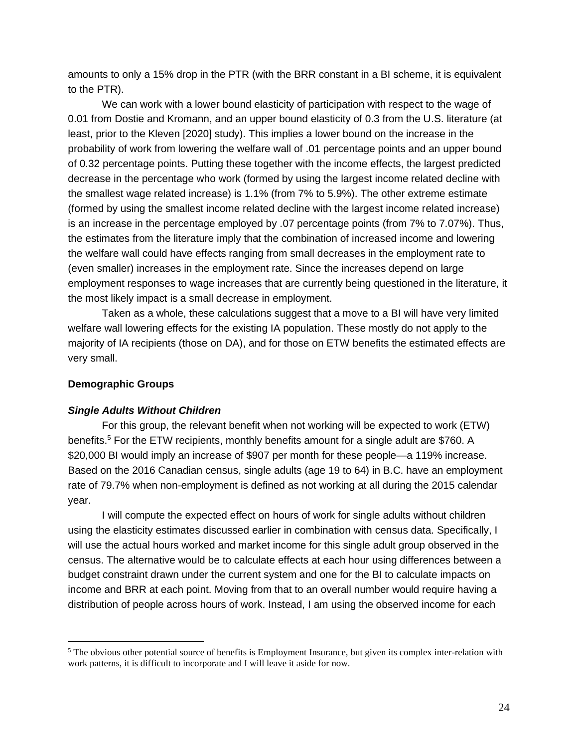amounts to only a 15% drop in the PTR (with the BRR constant in a BI scheme, it is equivalent to the PTR).

We can work with a lower bound elasticity of participation with respect to the wage of 0.01 from Dostie and Kromann, and an upper bound elasticity of 0.3 from the U.S. literature (at least, prior to the Kleven [2020] study). This implies a lower bound on the increase in the probability of work from lowering the welfare wall of .01 percentage points and an upper bound of 0.32 percentage points. Putting these together with the income effects, the largest predicted decrease in the percentage who work (formed by using the largest income related decline with the smallest wage related increase) is 1.1% (from 7% to 5.9%). The other extreme estimate (formed by using the smallest income related decline with the largest income related increase) is an increase in the percentage employed by .07 percentage points (from 7% to 7.07%). Thus, the estimates from the literature imply that the combination of increased income and lowering the welfare wall could have effects ranging from small decreases in the employment rate to (even smaller) increases in the employment rate. Since the increases depend on large employment responses to wage increases that are currently being questioned in the literature, it the most likely impact is a small decrease in employment.

Taken as a whole, these calculations suggest that a move to a BI will have very limited welfare wall lowering effects for the existing IA population. These mostly do not apply to the majority of IA recipients (those on DA), and for those on ETW benefits the estimated effects are very small.

**Demographic Groups**

***Single Adults Without Children***

For this group, the relevant benefit when not working will be expected to work (ETW) benefits.[5] For the ETW recipients, monthly benefits amount for a single adult are $760. A $20,000 BI would imply an increase of $907 per month for these people—a 119% increase. Based on the 2016 Canadian census, single adults (age 19 to 64) in B.C. have an employment rate of 79.7% when non-employment is defined as not working at all during the 2015 calendar year.

I will compute the expected effect on hours of work for single adults without children using the elasticity estimates discussed earlier in combination with census data. Specifically, I will use the actual hours worked and market income for this single adult group observed in the census. The alternative would be to calculate effects at each hour using differences between a budget constraint drawn under the current system and one for the BI to calculate impacts on income and BRR at each point. Moving from that to an overall number would require having a distribution of people across hours of work. Instead, I am using the observed income for each

[5] The obvious other potential source of benefits is Employment Insurance, but given its complex inter-relation with work patterns, it is difficult to incorporate and I will leave it aside for now.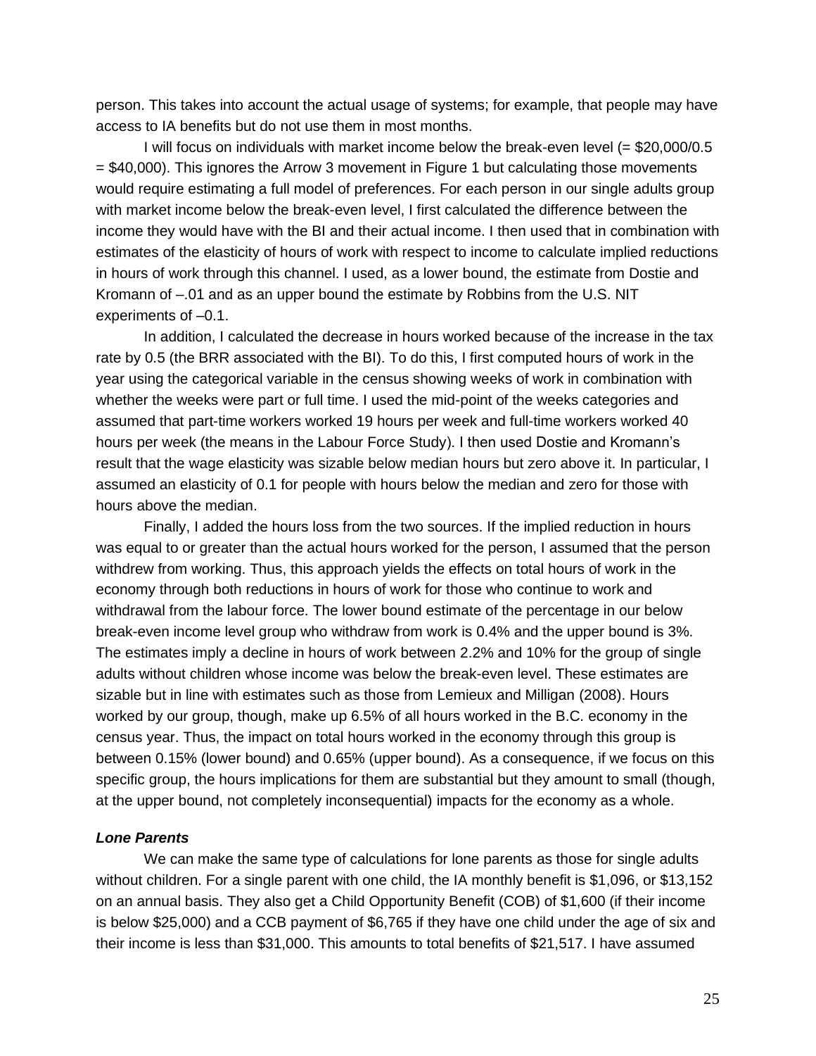person. This takes into account the actual usage of systems; for example, that people may have access to IA benefits but do not use them in most months.

I will focus on individuals with market income below the break-even level (= $20,000/0.5 = $40,000). This ignores the Arrow 3 movement in Figure 1 but calculating those movements would require estimating a full model of preferences. For each person in our single adults group with market income below the break-even level, I first calculated the difference between the income they would have with the BI and their actual income. I then used that in combination with estimates of the elasticity of hours of work with respect to income to calculate implied reductions in hours of work through this channel. I used, as a lower bound, the estimate from Dostie and Kromann of –.01 and as an upper bound the estimate by Robbins from the U.S. NIT experiments of –0.1.

In addition, I calculated the decrease in hours worked because of the increase in the tax rate by 0.5 (the BRR associated with the BI). To do this, I first computed hours of work in the year using the categorical variable in the census showing weeks of work in combination with whether the weeks were part or full time. I used the mid-point of the weeks categories and assumed that part-time workers worked 19 hours per week and full-time workers worked 40 hours per week (the means in the Labour Force Study). I then used Dostie and Kromann's result that the wage elasticity was sizable below median hours but zero above it. In particular, I assumed an elasticity of 0.1 for people with hours below the median and zero for those with hours above the median.

Finally, I added the hours loss from the two sources. If the implied reduction in hours was equal to or greater than the actual hours worked for the person, I assumed that the person withdrew from working. Thus, this approach yields the effects on total hours of work in the economy through both reductions in hours of work for those who continue to work and withdrawal from the labour force. The lower bound estimate of the percentage in our below break-even income level group who withdraw from work is 0.4% and the upper bound is 3%. The estimates imply a decline in hours of work between 2.2% and 10% for the group of single adults without children whose income was below the break-even level. These estimates are sizable but in line with estimates such as those from Lemieux and Milligan (2008). Hours worked by our group, though, make up 6.5% of all hours worked in the B.C. economy in the census year. Thus, the impact on total hours worked in the economy through this group is between 0.15% (lower bound) and 0.65% (upper bound). As a consequence, if we focus on this specific group, the hours implications for them are substantial but they amount to small (though, at the upper bound, not completely inconsequential) impacts for the economy as a whole.

### *Lone Parents*

We can make the same type of calculations for lone parents as those for single adults without children. For a single parent with one child, the IA monthly benefit is $1,096, or $13,152 on an annual basis. They also get a Child Opportunity Benefit (COB) of $1,600 (if their income is below $25,000) and a CCB payment of $6,765 if they have one child under the age of six and their income is less than $31,000. This amounts to total benefits of $21,517. I have assumed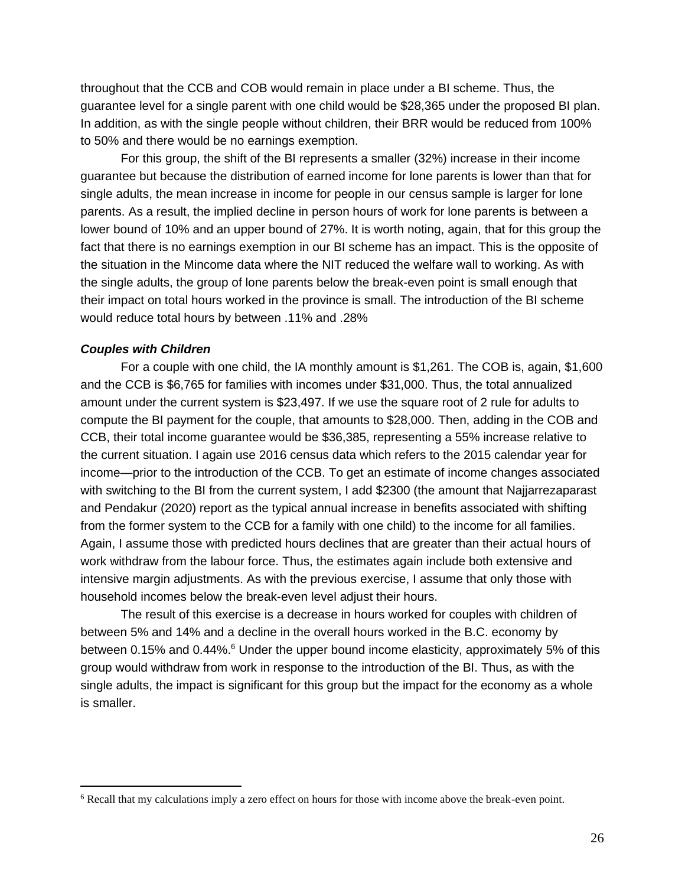throughout that the CCB and COB would remain in place under a BI scheme. Thus, the guarantee level for a single parent with one child would be $28,365 under the proposed BI plan. In addition, as with the single people without children, their BRR would be reduced from 100% to 50% and there would be no earnings exemption.

For this group, the shift of the BI represents a smaller (32%) increase in their income guarantee but because the distribution of earned income for lone parents is lower than that for single adults, the mean increase in income for people in our census sample is larger for lone parents. As a result, the implied decline in person hours of work for lone parents is between a lower bound of 10% and an upper bound of 27%. It is worth noting, again, that for this group the fact that there is no earnings exemption in our BI scheme has an impact. This is the opposite of the situation in the Mincome data where the NIT reduced the welfare wall to working. As with the single adults, the group of lone parents below the break-even point is small enough that their impact on total hours worked in the province is small. The introduction of the BI scheme would reduce total hours by between .11% and .28%

***Couples with Children***

For a couple with one child, the IA monthly amount is $1,261. The COB is, again, $1,600 and the CCB is $6,765 for families with incomes under $31,000. Thus, the total annualized amount under the current system is $23,497. If we use the square root of 2 rule for adults to compute the BI payment for the couple, that amounts to $28,000. Then, adding in the COB and CCB, their total income guarantee would be $36,385, representing a 55% increase relative to the current situation. I again use 2016 census data which refers to the 2015 calendar year for income—prior to the introduction of the CCB. To get an estimate of income changes associated with switching to the BI from the current system, I add $2300 (the amount that Najjarrezaparast and Pendakur (2020) report as the typical annual increase in benefits associated with shifting from the former system to the CCB for a family with one child) to the income for all families. Again, I assume those with predicted hours declines that are greater than their actual hours of work withdraw from the labour force. Thus, the estimates again include both extensive and intensive margin adjustments. As with the previous exercise, I assume that only those with household incomes below the break-even level adjust their hours.

The result of this exercise is a decrease in hours worked for couples with children of between 5% and 14% and a decline in the overall hours worked in the B.C. economy by between 0.15% and 0.44%.[6] Under the upper bound income elasticity, approximately 5% of this group would withdraw from work in response to the introduction of the BI. Thus, as with the single adults, the impact is significant for this group but the impact for the economy as a whole is smaller.

[6] Recall that my calculations imply a zero effect on hours for those with income above the break-even point.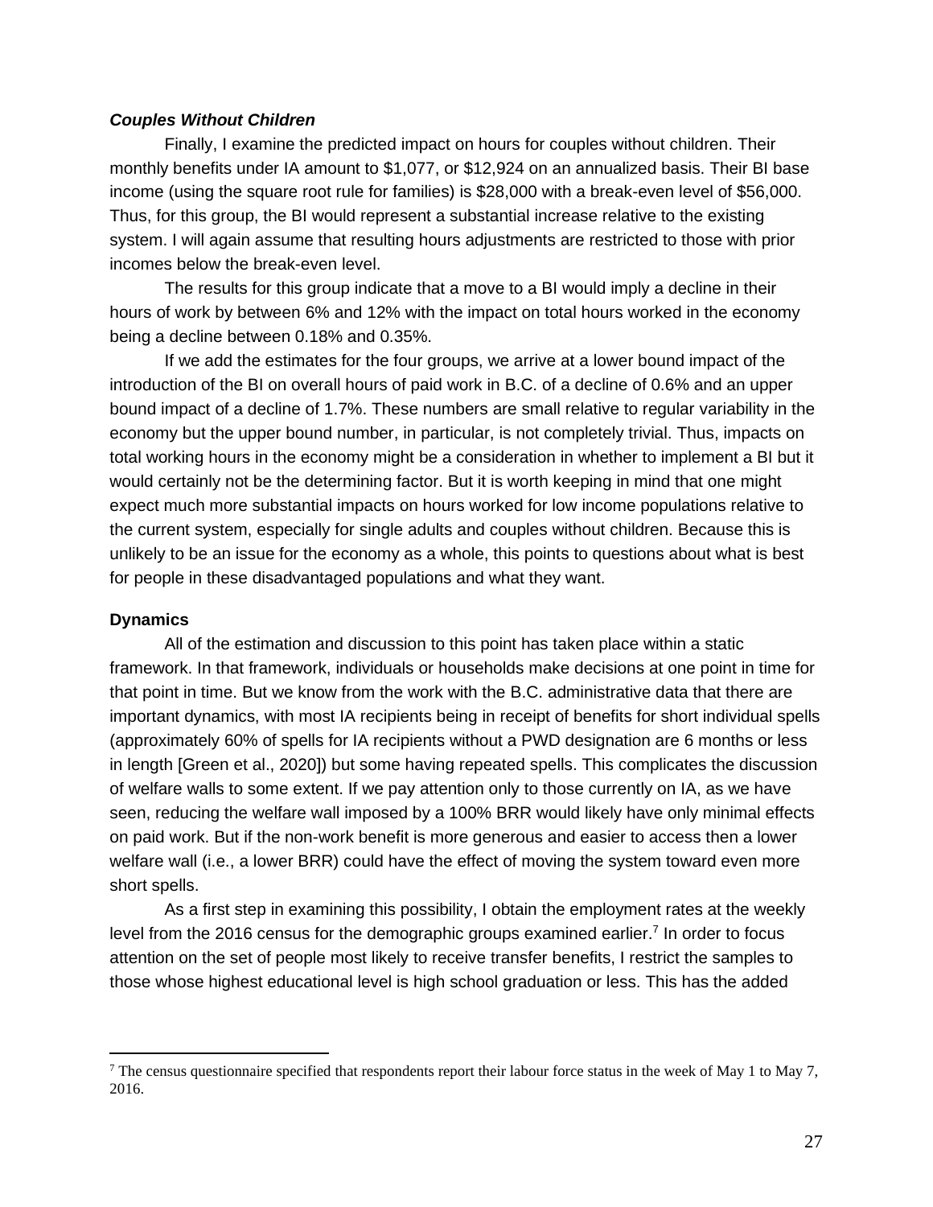### ***Couples Without Children***

Finally, I examine the predicted impact on hours for couples without children. Their monthly benefits under IA amount to $1,077, or $12,924 on an annualized basis. Their BI base income (using the square root rule for families) is $28,000 with a break-even level of $56,000. Thus, for this group, the BI would represent a substantial increase relative to the existing system. I will again assume that resulting hours adjustments are restricted to those with prior incomes below the break-even level.

The results for this group indicate that a move to a BI would imply a decline in their hours of work by between 6% and 12% with the impact on total hours worked in the economy being a decline between 0.18% and 0.35%.

If we add the estimates for the four groups, we arrive at a lower bound impact of the introduction of the BI on overall hours of paid work in B.C. of a decline of 0.6% and an upper bound impact of a decline of 1.7%. These numbers are small relative to regular variability in the economy but the upper bound number, in particular, is not completely trivial. Thus, impacts on total working hours in the economy might be a consideration in whether to implement a BI but it would certainly not be the determining factor. But it is worth keeping in mind that one might expect much more substantial impacts on hours worked for low income populations relative to the current system, especially for single adults and couples without children. Because this is unlikely to be an issue for the economy as a whole, this points to questions about what is best for people in these disadvantaged populations and what they want.

### **Dynamics**

All of the estimation and discussion to this point has taken place within a static framework. In that framework, individuals or households make decisions at one point in time for that point in time. But we know from the work with the B.C. administrative data that there are important dynamics, with most IA recipients being in receipt of benefits for short individual spells (approximately 60% of spells for IA recipients without a PWD designation are 6 months or less in length [Green et al., 2020]) but some having repeated spells. This complicates the discussion of welfare walls to some extent. If we pay attention only to those currently on IA, as we have seen, reducing the welfare wall imposed by a 100% BRR would likely have only minimal effects on paid work. But if the non-work benefit is more generous and easier to access then a lower welfare wall (i.e., a lower BRR) could have the effect of moving the system toward even more short spells.

As a first step in examining this possibility, I obtain the employment rates at the weekly level from the 2016 census for the demographic groups examined earlier.[7] In order to focus attention on the set of people most likely to receive transfer benefits, I restrict the samples to those whose highest educational level is high school graduation or less. This has the added

[7] The census questionnaire specified that respondents report their labour force status in the week of May 1 to May 7, 2016.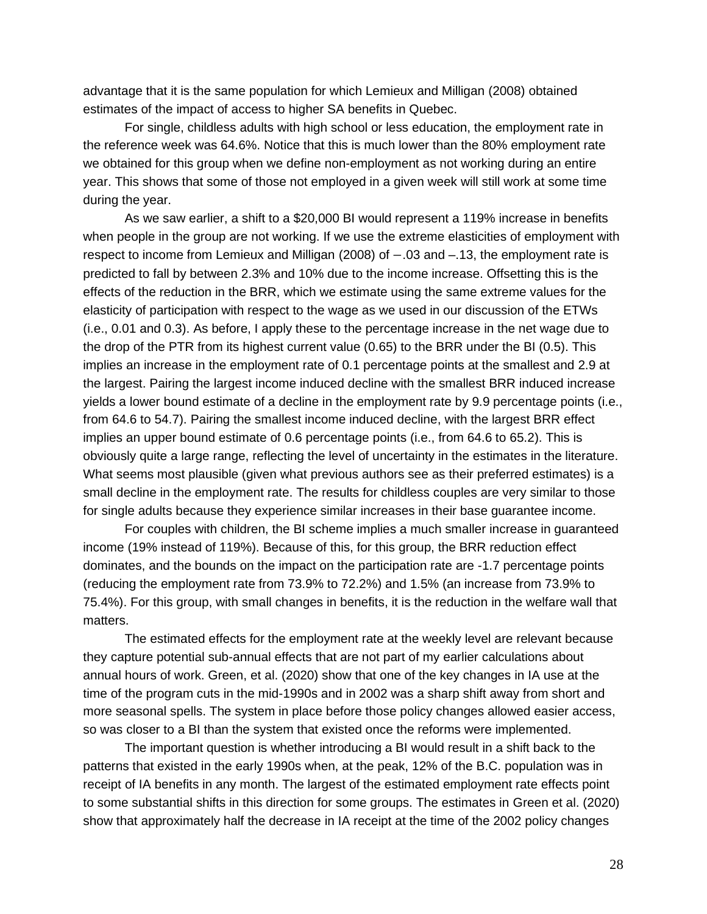advantage that it is the same population for which Lemieux and Milligan (2008) obtained estimates of the impact of access to higher SA benefits in Quebec.

For single, childless adults with high school or less education, the employment rate in the reference week was 64.6%. Notice that this is much lower than the 80% employment rate we obtained for this group when we define non-employment as not working during an entire year. This shows that some of those not employed in a given week will still work at some time during the year.

As we saw earlier, a shift to a $20,000 BI would represent a 119% increase in benefits when people in the group are not working. If we use the extreme elasticities of employment with respect to income from Lemieux and Milligan (2008) of –.03 and –.13, the employment rate is predicted to fall by between 2.3% and 10% due to the income increase. Offsetting this is the effects of the reduction in the BRR, which we estimate using the same extreme values for the elasticity of participation with respect to the wage as we used in our discussion of the ETWs (i.e., 0.01 and 0.3). As before, I apply these to the percentage increase in the net wage due to the drop of the PTR from its highest current value (0.65) to the BRR under the BI (0.5). This implies an increase in the employment rate of 0.1 percentage points at the smallest and 2.9 at the largest. Pairing the largest income induced decline with the smallest BRR induced increase yields a lower bound estimate of a decline in the employment rate by 9.9 percentage points (i.e., from 64.6 to 54.7). Pairing the smallest income induced decline, with the largest BRR effect implies an upper bound estimate of 0.6 percentage points (i.e., from 64.6 to 65.2). This is obviously quite a large range, reflecting the level of uncertainty in the estimates in the literature. What seems most plausible (given what previous authors see as their preferred estimates) is a small decline in the employment rate. The results for childless couples are very similar to those for single adults because they experience similar increases in their base guarantee income.

For couples with children, the BI scheme implies a much smaller increase in guaranteed income (19% instead of 119%). Because of this, for this group, the BRR reduction effect dominates, and the bounds on the impact on the participation rate are -1.7 percentage points (reducing the employment rate from 73.9% to 72.2%) and 1.5% (an increase from 73.9% to 75.4%). For this group, with small changes in benefits, it is the reduction in the welfare wall that matters.

The estimated effects for the employment rate at the weekly level are relevant because they capture potential sub-annual effects that are not part of my earlier calculations about annual hours of work. Green, et al. (2020) show that one of the key changes in IA use at the time of the program cuts in the mid-1990s and in 2002 was a sharp shift away from short and more seasonal spells. The system in place before those policy changes allowed easier access, so was closer to a BI than the system that existed once the reforms were implemented.

The important question is whether introducing a BI would result in a shift back to the patterns that existed in the early 1990s when, at the peak, 12% of the B.C. population was in receipt of IA benefits in any month. The largest of the estimated employment rate effects point to some substantial shifts in this direction for some groups. The estimates in Green et al. (2020) show that approximately half the decrease in IA receipt at the time of the 2002 policy changes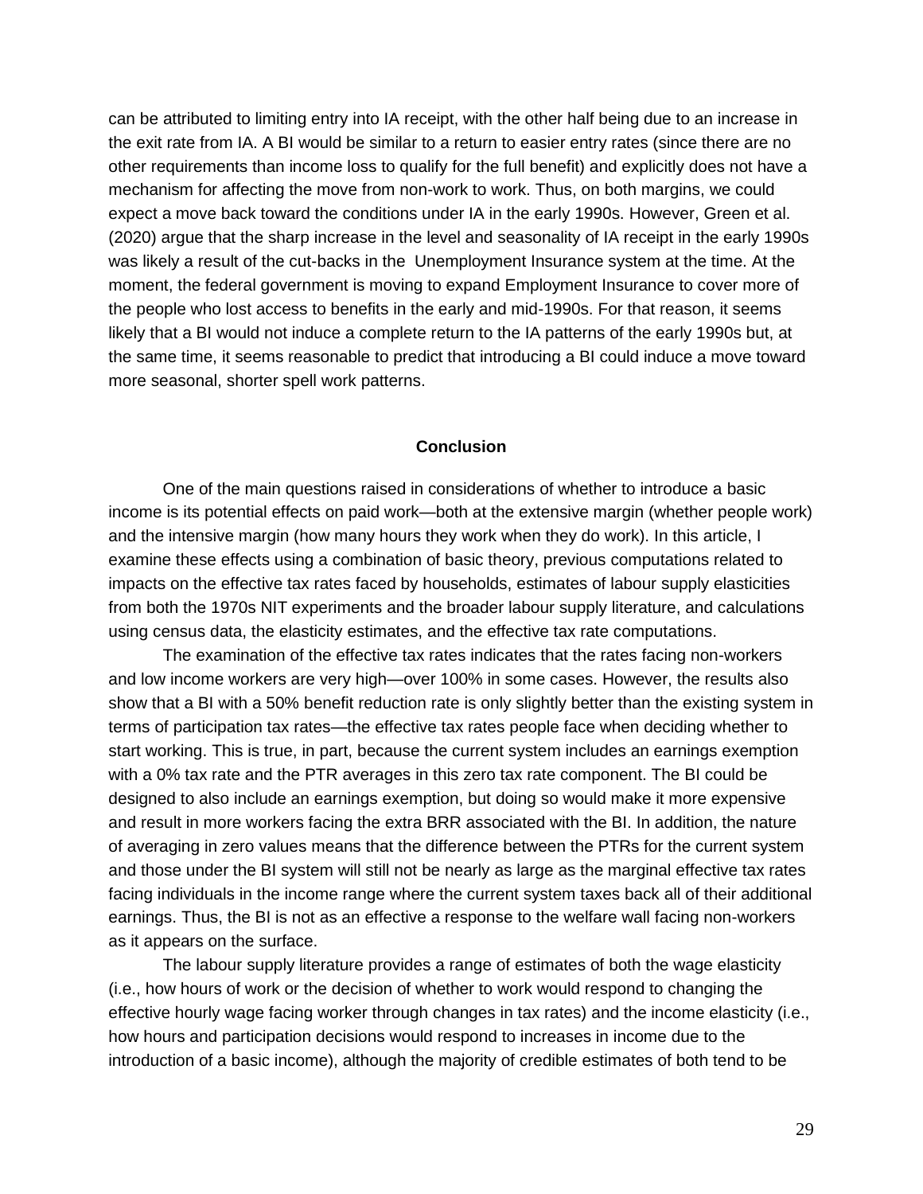can be attributed to limiting entry into IA receipt, with the other half being due to an increase in the exit rate from IA. A BI would be similar to a return to easier entry rates (since there are no other requirements than income loss to qualify for the full benefit) and explicitly does not have a mechanism for affecting the move from non-work to work. Thus, on both margins, we could expect a move back toward the conditions under IA in the early 1990s. However, Green et al. (2020) argue that the sharp increase in the level and seasonality of IA receipt in the early 1990s was likely a result of the cut-backs in the  Unemployment Insurance system at the time. At the moment, the federal government is moving to expand Employment Insurance to cover more of the people who lost access to benefits in the early and mid-1990s. For that reason, it seems likely that a BI would not induce a complete return to the IA patterns of the early 1990s but, at the same time, it seems reasonable to predict that introducing a BI could induce a move toward more seasonal, shorter spell work patterns.

## Conclusion

One of the main questions raised in considerations of whether to introduce a basic income is its potential effects on paid work—both at the extensive margin (whether people work) and the intensive margin (how many hours they work when they do work). In this article, I examine these effects using a combination of basic theory, previous computations related to impacts on the effective tax rates faced by households, estimates of labour supply elasticities from both the 1970s NIT experiments and the broader labour supply literature, and calculations using census data, the elasticity estimates, and the effective tax rate computations.

The examination of the effective tax rates indicates that the rates facing non-workers and low income workers are very high—over 100% in some cases. However, the results also show that a BI with a 50% benefit reduction rate is only slightly better than the existing system in terms of participation tax rates—the effective tax rates people face when deciding whether to start working. This is true, in part, because the current system includes an earnings exemption with a 0% tax rate and the PTR averages in this zero tax rate component. The BI could be designed to also include an earnings exemption, but doing so would make it more expensive and result in more workers facing the extra BRR associated with the BI. In addition, the nature of averaging in zero values means that the difference between the PTRs for the current system and those under the BI system will still not be nearly as large as the marginal effective tax rates facing individuals in the income range where the current system taxes back all of their additional earnings. Thus, the BI is not as an effective a response to the welfare wall facing non-workers as it appears on the surface.

The labour supply literature provides a range of estimates of both the wage elasticity (i.e., how hours of work or the decision of whether to work would respond to changing the effective hourly wage facing worker through changes in tax rates) and the income elasticity (i.e., how hours and participation decisions would respond to increases in income due to the introduction of a basic income), although the majority of credible estimates of both tend to be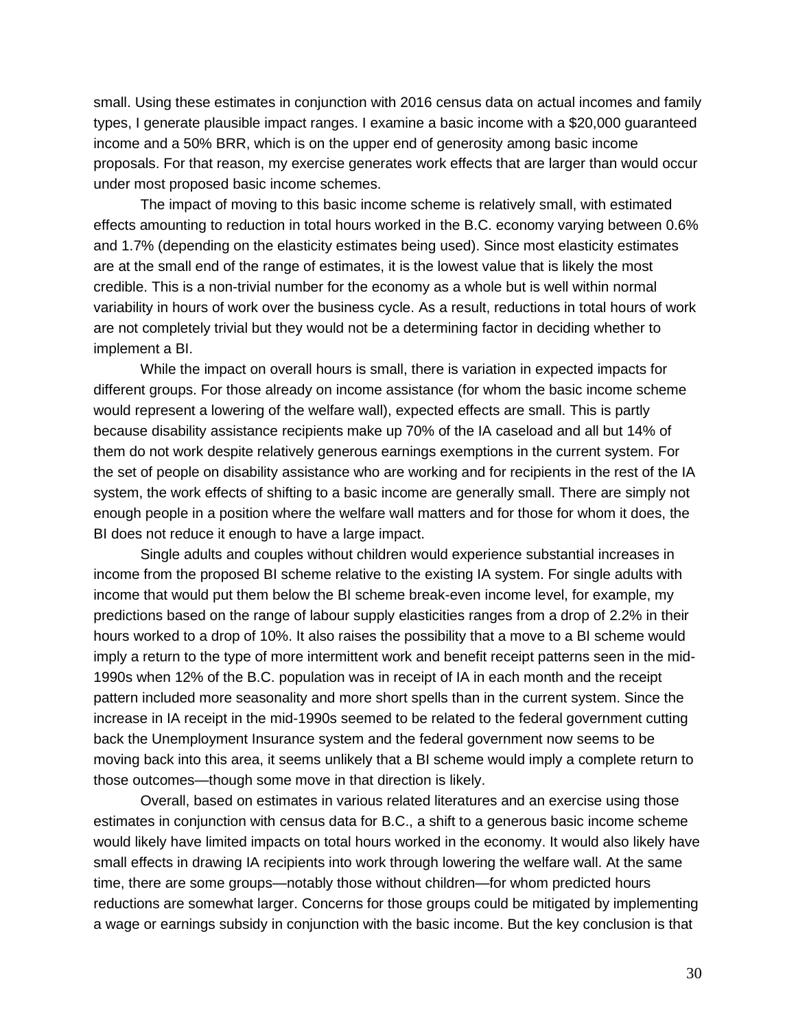small. Using these estimates in conjunction with 2016 census data on actual incomes and family types, I generate plausible impact ranges. I examine a basic income with a $20,000 guaranteed income and a 50% BRR, which is on the upper end of generosity among basic income proposals. For that reason, my exercise generates work effects that are larger than would occur under most proposed basic income schemes.

The impact of moving to this basic income scheme is relatively small, with estimated effects amounting to reduction in total hours worked in the B.C. economy varying between 0.6% and 1.7% (depending on the elasticity estimates being used). Since most elasticity estimates are at the small end of the range of estimates, it is the lowest value that is likely the most credible. This is a non-trivial number for the economy as a whole but is well within normal variability in hours of work over the business cycle. As a result, reductions in total hours of work are not completely trivial but they would not be a determining factor in deciding whether to implement a BI.

While the impact on overall hours is small, there is variation in expected impacts for different groups. For those already on income assistance (for whom the basic income scheme would represent a lowering of the welfare wall), expected effects are small. This is partly because disability assistance recipients make up 70% of the IA caseload and all but 14% of them do not work despite relatively generous earnings exemptions in the current system. For the set of people on disability assistance who are working and for recipients in the rest of the IA system, the work effects of shifting to a basic income are generally small. There are simply not enough people in a position where the welfare wall matters and for those for whom it does, the BI does not reduce it enough to have a large impact.

Single adults and couples without children would experience substantial increases in income from the proposed BI scheme relative to the existing IA system. For single adults with income that would put them below the BI scheme break-even income level, for example, my predictions based on the range of labour supply elasticities ranges from a drop of 2.2% in their hours worked to a drop of 10%. It also raises the possibility that a move to a BI scheme would imply a return to the type of more intermittent work and benefit receipt patterns seen in the mid-1990s when 12% of the B.C. population was in receipt of IA in each month and the receipt pattern included more seasonality and more short spells than in the current system. Since the increase in IA receipt in the mid-1990s seemed to be related to the federal government cutting back the Unemployment Insurance system and the federal government now seems to be moving back into this area, it seems unlikely that a BI scheme would imply a complete return to those outcomes—though some move in that direction is likely.

Overall, based on estimates in various related literatures and an exercise using those estimates in conjunction with census data for B.C., a shift to a generous basic income scheme would likely have limited impacts on total hours worked in the economy. It would also likely have small effects in drawing IA recipients into work through lowering the welfare wall. At the same time, there are some groups—notably those without children—for whom predicted hours reductions are somewhat larger. Concerns for those groups could be mitigated by implementing a wage or earnings subsidy in conjunction with the basic income. But the key conclusion is that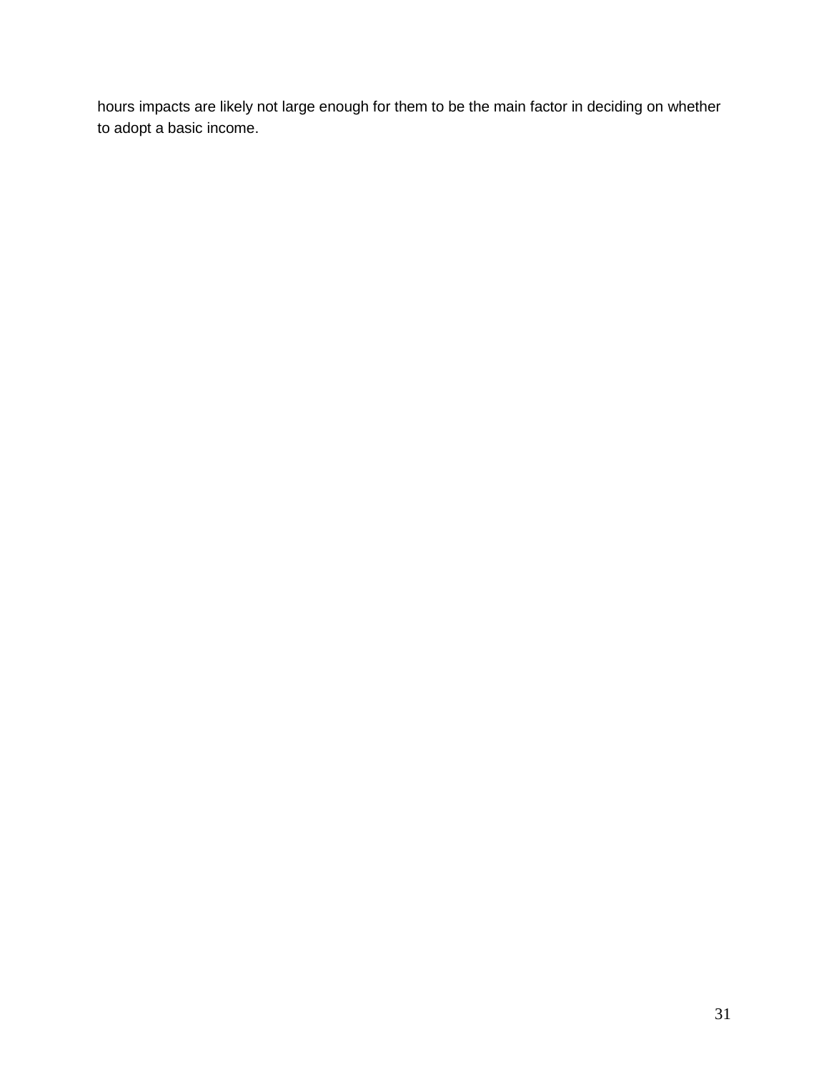hours impacts are likely not large enough for them to be the main factor in deciding on whether to adopt a basic income.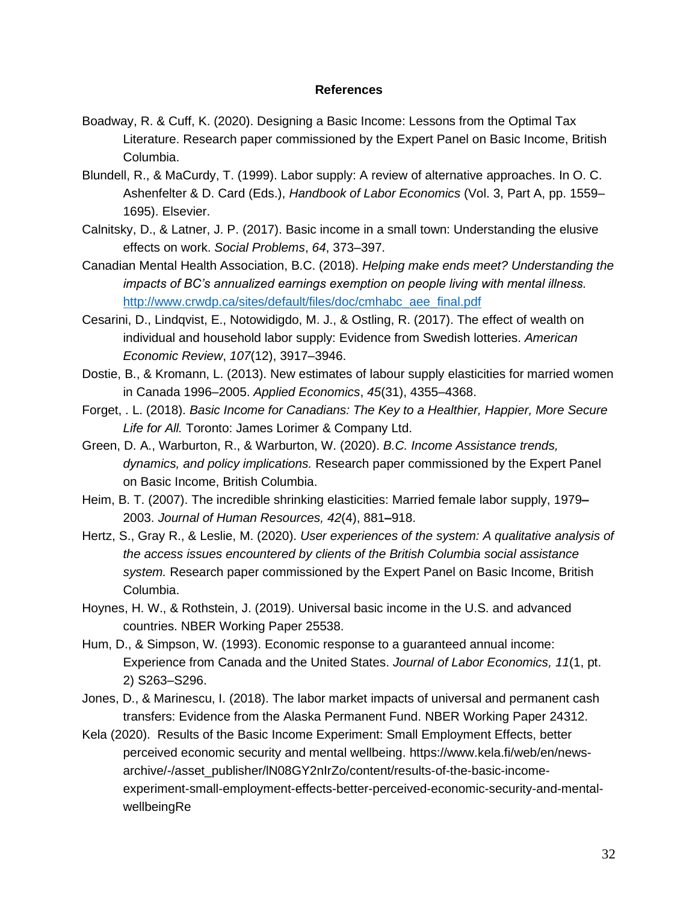**References**

Boadway, R. & Cuff, K. (2020). Designing a Basic Income: Lessons from the Optimal Tax Literature. Research paper commissioned by the Expert Panel on Basic Income, British Columbia.

Blundell, R., & MaCurdy, T. (1999). Labor supply: A review of alternative approaches. In O. C. Ashenfelter & D. Card (Eds.), *Handbook of Labor Economics* (Vol. 3, Part A, pp. 1559–1695). Elsevier.

Calnitsky, D., & Latner, J. P. (2017). Basic income in a small town: Understanding the elusive effects on work. *Social Problems*, *64*, 373–397.

Canadian Mental Health Association, B.C. (2018). *Helping make ends meet? Understanding the impacts of BC's annualized earnings exemption on people living with mental illness.* [http://www.crwdp.ca/sites/default/files/doc/cmhabc_aee_final.pdf](http://www.crwdp.ca/sites/default/files/doc/cmhabc_aee_final.pdf)

Cesarini, D., Lindqvist, E., Notowidigdo, M. J., & Ostling, R. (2017). The effect of wealth on individual and household labor supply: Evidence from Swedish lotteries. *American Economic Review*, *107*(12), 3917–3946.

Dostie, B., & Kromann, L. (2013). New estimates of labour supply elasticities for married women in Canada 1996–2005. *Applied Economics*, *45*(31), 4355–4368.

Forget, . L. (2018). *Basic Income for Canadians: The Key to a Healthier, Happier, More Secure Life for All.* Toronto: James Lorimer & Company Ltd.

Green, D. A., Warburton, R., & Warburton, W. (2020). *B.C. Income Assistance trends, dynamics, and policy implications.* Research paper commissioned by the Expert Panel on Basic Income, British Columbia.

Heim, B. T. (2007). The incredible shrinking elasticities: Married female labor supply, 1979–2003. *Journal of Human Resources, 42*(4), 881–918.

Hertz, S., Gray R., & Leslie, M. (2020). *User experiences of the system: A qualitative analysis of the access issues encountered by clients of the British Columbia social assistance system.* Research paper commissioned by the Expert Panel on Basic Income, British Columbia.

Hoynes, H. W., & Rothstein, J. (2019). Universal basic income in the U.S. and advanced countries. NBER Working Paper 25538.

Hum, D., & Simpson, W. (1993). Economic response to a guaranteed annual income: Experience from Canada and the United States. *Journal of Labor Economics, 11*(1, pt. 2) S263–S296.

Jones, D., & Marinescu, I. (2018). The labor market impacts of universal and permanent cash transfers: Evidence from the Alaska Permanent Fund. NBER Working Paper 24312.

Kela (2020). Results of the Basic Income Experiment: Small Employment Effects, better perceived economic security and mental wellbeing. https://www.kela.fi/web/en/news-archive/-/asset_publisher/lN08GY2nIrZo/content/results-of-the-basic-income-experiment-small-employment-effects-better-perceived-economic-security-and-mental-wellbeingRe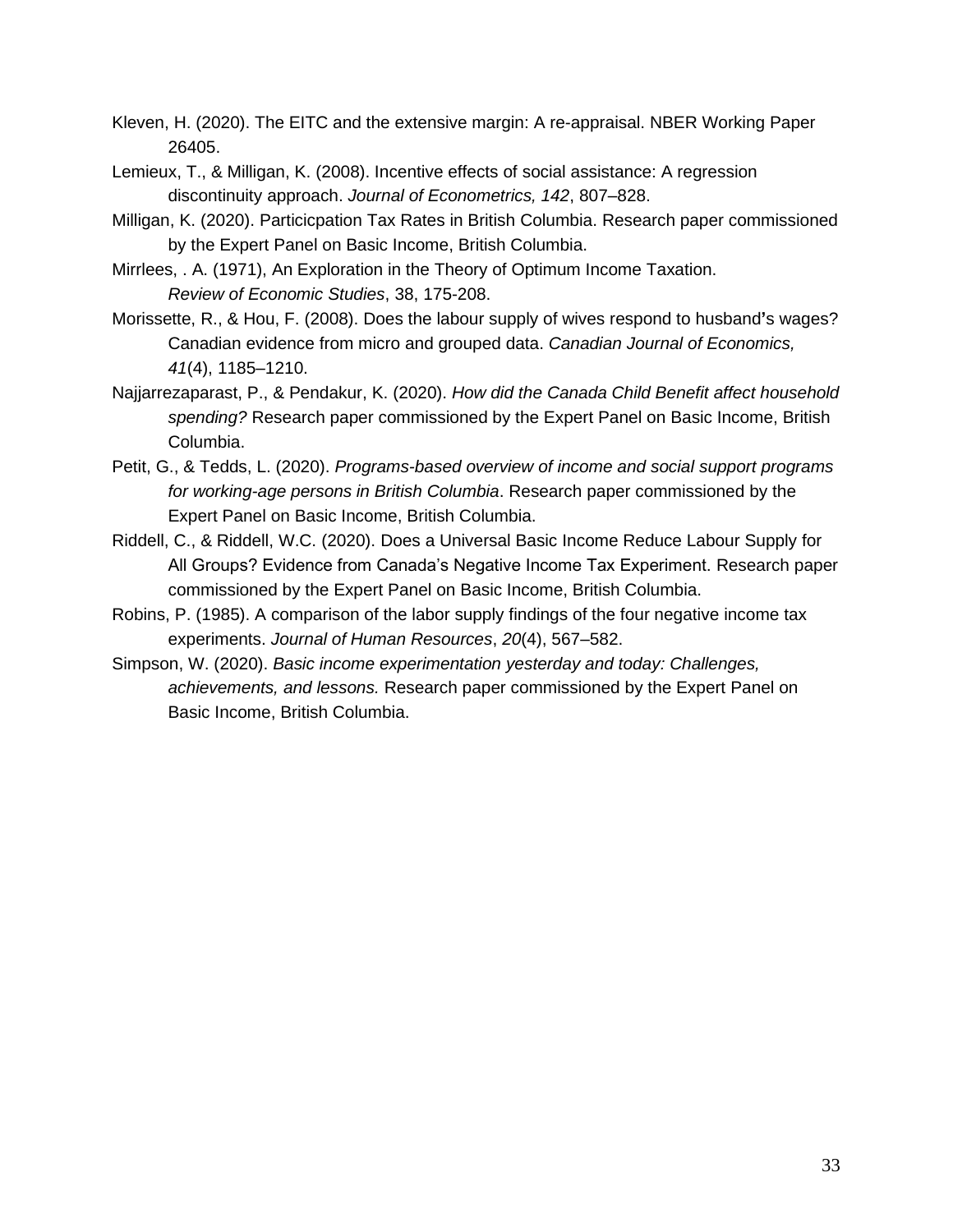Kleven, H. (2020). The EITC and the extensive margin: A re-appraisal. NBER Working Paper 26405.

Lemieux, T., & Milligan, K. (2008). Incentive effects of social assistance: A regression discontinuity approach. *Journal of Econometrics, 142*, 807–828.

Milligan, K. (2020). Particicpation Tax Rates in British Columbia. Research paper commissioned by the Expert Panel on Basic Income, British Columbia.

Mirrlees, . A. (1971), An Exploration in the Theory of Optimum Income Taxation. *Review of Economic Studies*, 38, 175-208.

Morissette, R., & Hou, F. (2008). Does the labour supply of wives respond to husband's wages? Canadian evidence from micro and grouped data. *Canadian Journal of Economics, 41*(4), 1185–1210.

Najjarrezaparast, P., & Pendakur, K. (2020). *How did the Canada Child Benefit affect household spending?* Research paper commissioned by the Expert Panel on Basic Income, British Columbia.

Petit, G., & Tedds, L. (2020). *Programs-based overview of income and social support programs for working-age persons in British Columbia*. Research paper commissioned by the Expert Panel on Basic Income, British Columbia.

Riddell, C., & Riddell, W.C. (2020). Does a Universal Basic Income Reduce Labour Supply for All Groups? Evidence from Canada's Negative Income Tax Experiment. Research paper commissioned by the Expert Panel on Basic Income, British Columbia.

Robins, P. (1985). A comparison of the labor supply findings of the four negative income tax experiments. *Journal of Human Resources*, *20*(4), 567–582.

Simpson, W. (2020). *Basic income experimentation yesterday and today: Challenges, achievements, and lessons.* Research paper commissioned by the Expert Panel on Basic Income, British Columbia.